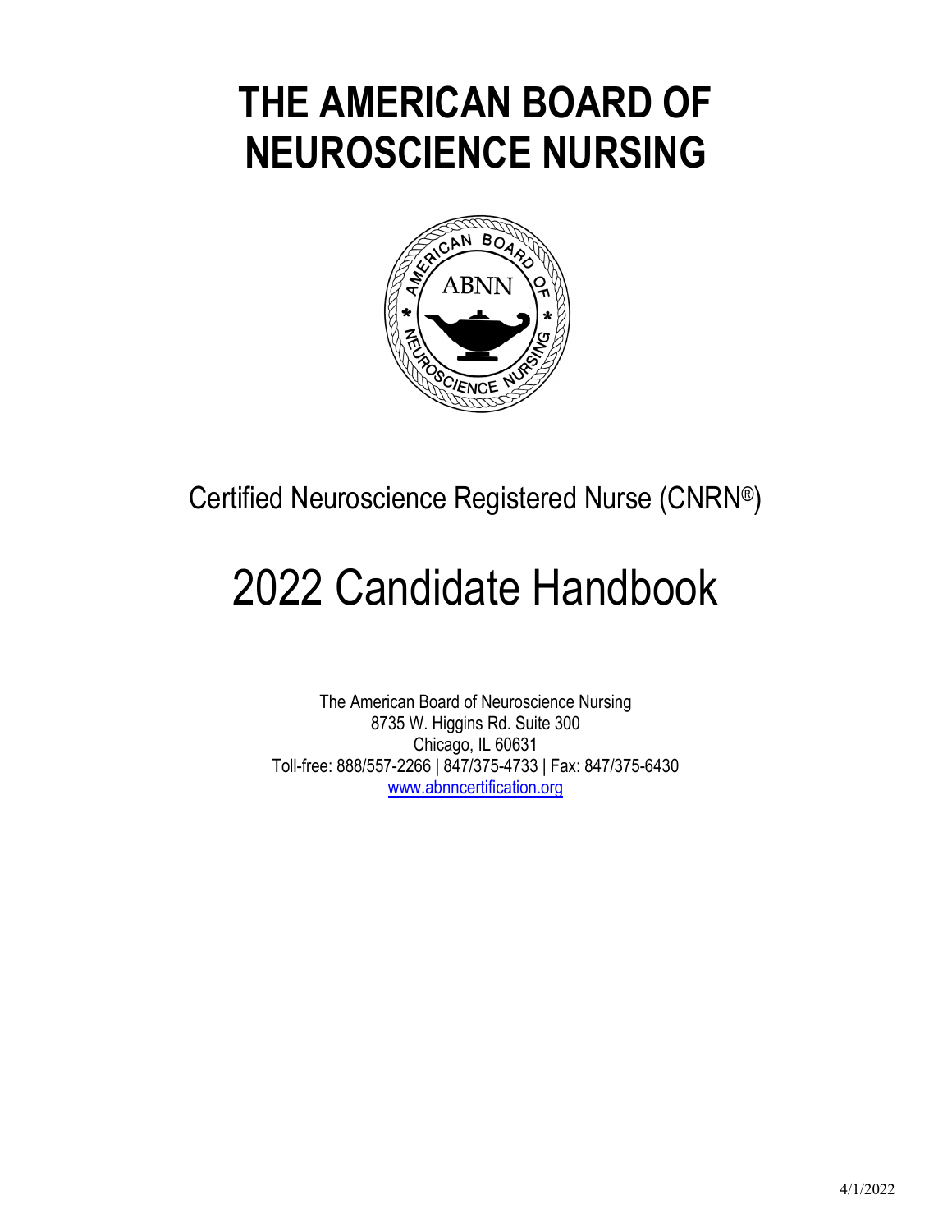# THE AMERICAN BOARD OF NEUROSCIENCE NURSING

Certified Neuroscience Registered Nurse (CNRN®)

# 2022 Candidate Handbook

The American Board of Neuroscience Nursing
8735 W. Higgins Rd. Suite 300
Chicago, IL 60631
Toll-free: 888/557-2266 | 847/375-4733 | Fax: 847/375-6430
www.abnncertification.org

4/1/2022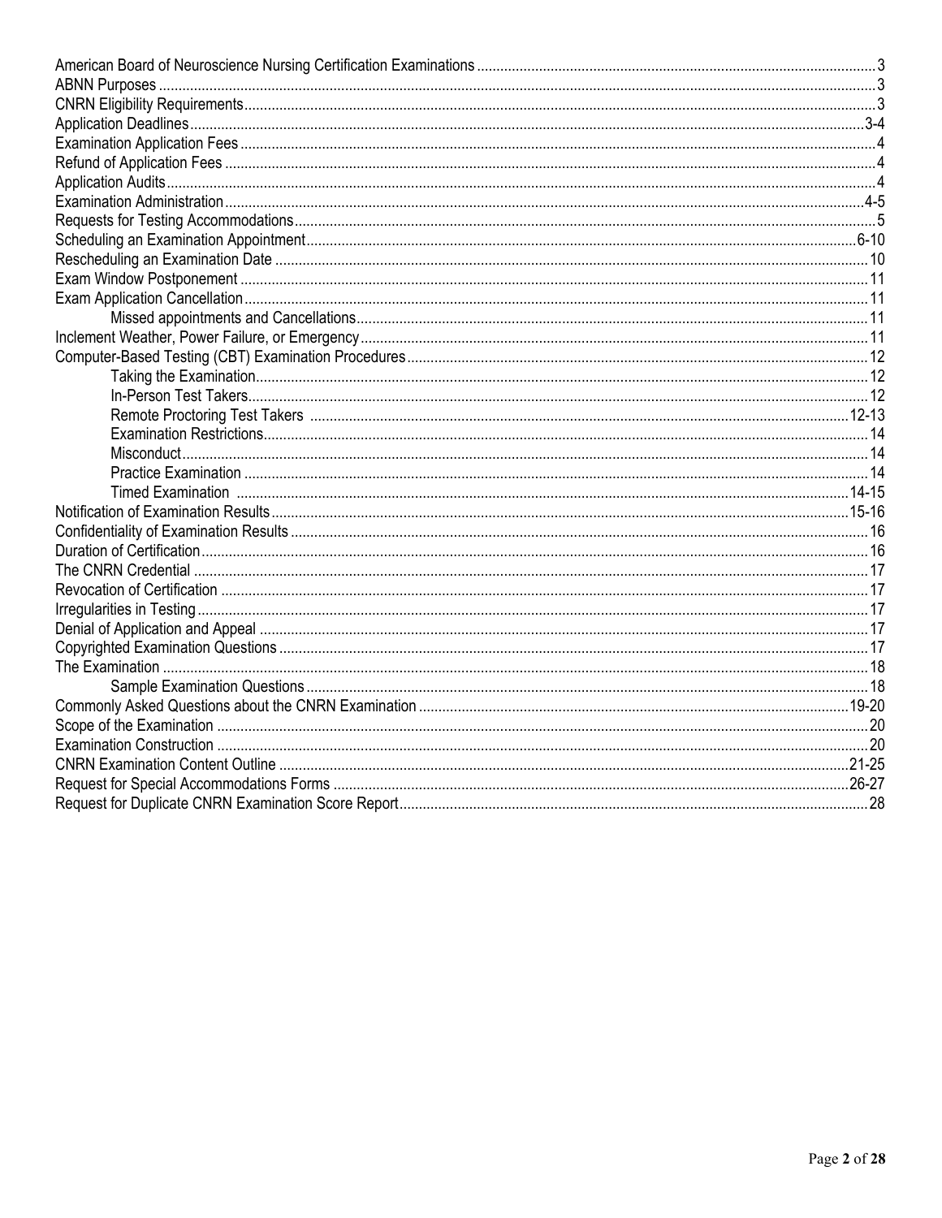| | |
|---|---|
| American Board of Neuroscience Nursing Certification Examinations | 3 |
| ABNN Purposes | 3 |
| CNRN Eligibility Requirements | 3 |
| Application Deadlines | 3-4 |
| Examination Application Fees | 4 |
| Refund of Application Fees | 4 |
| Application Audits | 4 |
| Examination Administration | 4-5 |
| Requests for Testing Accommodations | 5 |
| Scheduling an Examination Appointment | 6-10 |
| Rescheduling an Examination Date | 10 |
| Exam Window Postponement | 11 |
| Exam Application Cancellation | 11 |
| &nbsp;&nbsp;&nbsp;&nbsp;Missed appointments and Cancellations | 11 |
| Inclement Weather, Power Failure, or Emergency | 11 |
| Computer-Based Testing (CBT) Examination Procedures | 12 |
| &nbsp;&nbsp;&nbsp;&nbsp;Taking the Examination | 12 |
| &nbsp;&nbsp;&nbsp;&nbsp;In-Person Test Takers | 12 |
| &nbsp;&nbsp;&nbsp;&nbsp;Remote Proctoring Test Takers | 12-13 |
| &nbsp;&nbsp;&nbsp;&nbsp;Examination Restrictions | 14 |
| &nbsp;&nbsp;&nbsp;&nbsp;Misconduct | 14 |
| &nbsp;&nbsp;&nbsp;&nbsp;Practice Examination | 14 |
| &nbsp;&nbsp;&nbsp;&nbsp;Timed Examination | 14-15 |
| Notification of Examination Results | 15-16 |
| Confidentiality of Examination Results | 16 |
| Duration of Certification | 16 |
| The CNRN Credential | 17 |
| Revocation of Certification | 17 |
| Irregularities in Testing | 17 |
| Denial of Application and Appeal | 17 |
| Copyrighted Examination Questions | 17 |
| The Examination | 18 |
| &nbsp;&nbsp;&nbsp;&nbsp;Sample Examination Questions | 18 |
| Commonly Asked Questions about the CNRN Examination | 19-20 |
| Scope of the Examination | 20 |
| Examination Construction | 20 |
| CNRN Examination Content Outline | 21-25 |
| Request for Special Accommodations Forms | 26-27 |
| Request for Duplicate CNRN Examination Score Report | 28 |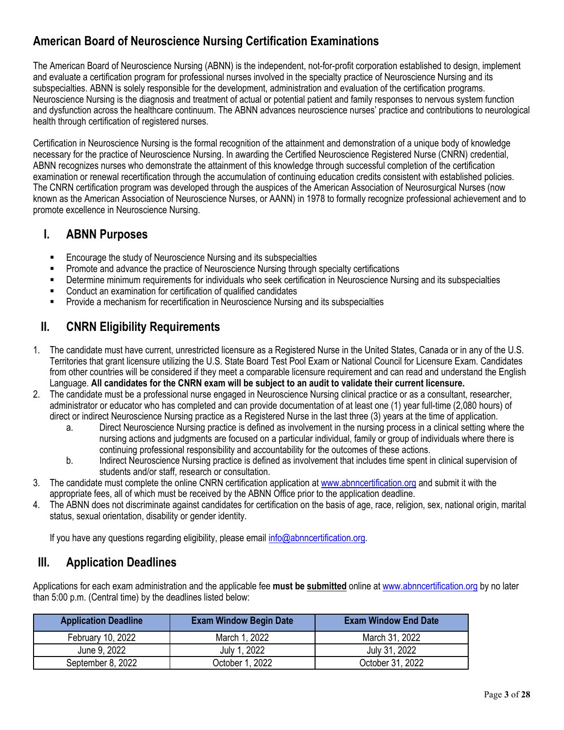## American Board of Neuroscience Nursing Certification Examinations

The American Board of Neuroscience Nursing (ABNN) is the independent, not-for-profit corporation established to design, implement and evaluate a certification program for professional nurses involved in the specialty practice of Neuroscience Nursing and its subspecialties. ABNN is solely responsible for the development, administration and evaluation of the certification programs. Neuroscience Nursing is the diagnosis and treatment of actual or potential patient and family responses to nervous system function and dysfunction across the healthcare continuum. The ABNN advances neuroscience nurses' practice and contributions to neurological health through certification of registered nurses.

Certification in Neuroscience Nursing is the formal recognition of the attainment and demonstration of a unique body of knowledge necessary for the practice of Neuroscience Nursing. In awarding the Certified Neuroscience Registered Nurse (CNRN) credential, ABNN recognizes nurses who demonstrate the attainment of this knowledge through successful completion of the certification examination or renewal recertification through the accumulation of continuing education credits consistent with established policies. The CNRN certification program was developed through the auspices of the American Association of Neurosurgical Nurses (now known as the American Association of Neuroscience Nurses, or AANN) in 1978 to formally recognize professional achievement and to promote excellence in Neuroscience Nursing.

### I. ABNN Purposes

- Encourage the study of Neuroscience Nursing and its subspecialties
- Promote and advance the practice of Neuroscience Nursing through specialty certifications
- Determine minimum requirements for individuals who seek certification in Neuroscience Nursing and its subspecialties
- Conduct an examination for certification of qualified candidates
- Provide a mechanism for recertification in Neuroscience Nursing and its subspecialties

### II. CNRN Eligibility Requirements

1. The candidate must have current, unrestricted licensure as a Registered Nurse in the United States, Canada or in any of the U.S. Territories that grant licensure utilizing the U.S. State Board Test Pool Exam or National Council for Licensure Exam. Candidates from other countries will be considered if they meet a comparable licensure requirement and can read and understand the English Language. **All candidates for the CNRN exam will be subject to an audit to validate their current licensure.**
2. The candidate must be a professional nurse engaged in Neuroscience Nursing clinical practice or as a consultant, researcher, administrator or educator who has completed and can provide documentation of at least one (1) year full-time (2,080 hours) of direct or indirect Neuroscience Nursing practice as a Registered Nurse in the last three (3) years at the time of application.
   a. Direct Neuroscience Nursing practice is defined as involvement in the nursing process in a clinical setting where the nursing actions and judgments are focused on a particular individual, family or group of individuals where there is continuing professional responsibility and accountability for the outcomes of these actions.
   b. Indirect Neuroscience Nursing practice is defined as involvement that includes time spent in clinical supervision of students and/or staff, research or consultation.
3. The candidate must complete the online CNRN certification application at www.abnncertification.org and submit it with the appropriate fees, all of which must be received by the ABNN Office prior to the application deadline.
4. The ABNN does not discriminate against candidates for certification on the basis of age, race, religion, sex, national origin, marital status, sexual orientation, disability or gender identity.

If you have any questions regarding eligibility, please email info@abnncertification.org.

### III. Application Deadlines

Applications for each exam administration and the applicable fee **must be submitted** online at www.abnncertification.org by no later than 5:00 p.m. (Central time) by the deadlines listed below:

| Application Deadline | Exam Window Begin Date | Exam Window End Date |
|---|---|---|
| February 10, 2022 | March 1, 2022 | March 31, 2022 |
| June 9, 2022 | July 1, 2022 | July 31, 2022 |
| September 8, 2022 | October 1, 2022 | October 31, 2022 |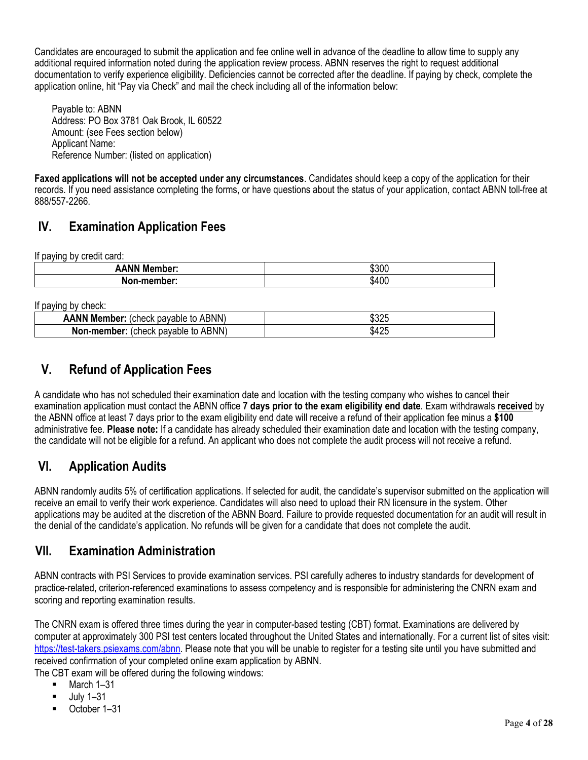Candidates are encouraged to submit the application and fee online well in advance of the deadline to allow time to supply any additional required information noted during the application review process. ABNN reserves the right to request additional documentation to verify experience eligibility. Deficiencies cannot be corrected after the deadline. If paying by check, complete the application online, hit "Pay via Check" and mail the check including all of the information below:

Payable to: ABNN
Address: PO Box 3781 Oak Brook, IL 60522
Amount: (see Fees section below)
Applicant Name:
Reference Number: (listed on application)

**Faxed applications will not be accepted under any circumstances**. Candidates should keep a copy of the application for their records. If you need assistance completing the forms, or have questions about the status of your application, contact ABNN toll-free at 888/557-2266.

## IV. Examination Application Fees

If paying by credit card:

| | |
|---|---|
| **AANN Member:** | $300 |
| **Non-member:** | $400 |

If paying by check:

| | |
|---|---|
| **AANN Member:** (check payable to ABNN) | $325 |
| **Non-member:** (check payable to ABNN) | $425 |

## V. Refund of Application Fees

A candidate who has not scheduled their examination date and location with the testing company who wishes to cancel their examination application must contact the ABNN office **7 days prior to the exam eligibility end date**. Exam withdrawals **received** by the ABNN office at least 7 days prior to the exam eligibility end date will receive a refund of their application fee minus a **$100** administrative fee. **Please note:** If a candidate has already scheduled their examination date and location with the testing company, the candidate will not be eligible for a refund. An applicant who does not complete the audit process will not receive a refund.

## VI. Application Audits

ABNN randomly audits 5% of certification applications. If selected for audit, the candidate's supervisor submitted on the application will receive an email to verify their work experience. Candidates will also need to upload their RN licensure in the system. Other applications may be audited at the discretion of the ABNN Board. Failure to provide requested documentation for an audit will result in the denial of the candidate's application. No refunds will be given for a candidate that does not complete the audit.

## VII. Examination Administration

ABNN contracts with PSI Services to provide examination services. PSI carefully adheres to industry standards for development of practice-related, criterion-referenced examinations to assess competency and is responsible for administering the CNRN exam and scoring and reporting examination results.

The CNRN exam is offered three times during the year in computer-based testing (CBT) format. Examinations are delivered by computer at approximately 300 PSI test centers located throughout the United States and internationally. For a current list of sites visit: https://test-takers.psiexams.com/abnn. Please note that you will be unable to register for a testing site until you have submitted and received confirmation of your completed online exam application by ABNN.

The CBT exam will be offered during the following windows:

- March 1–31
- July 1–31
- October 1–31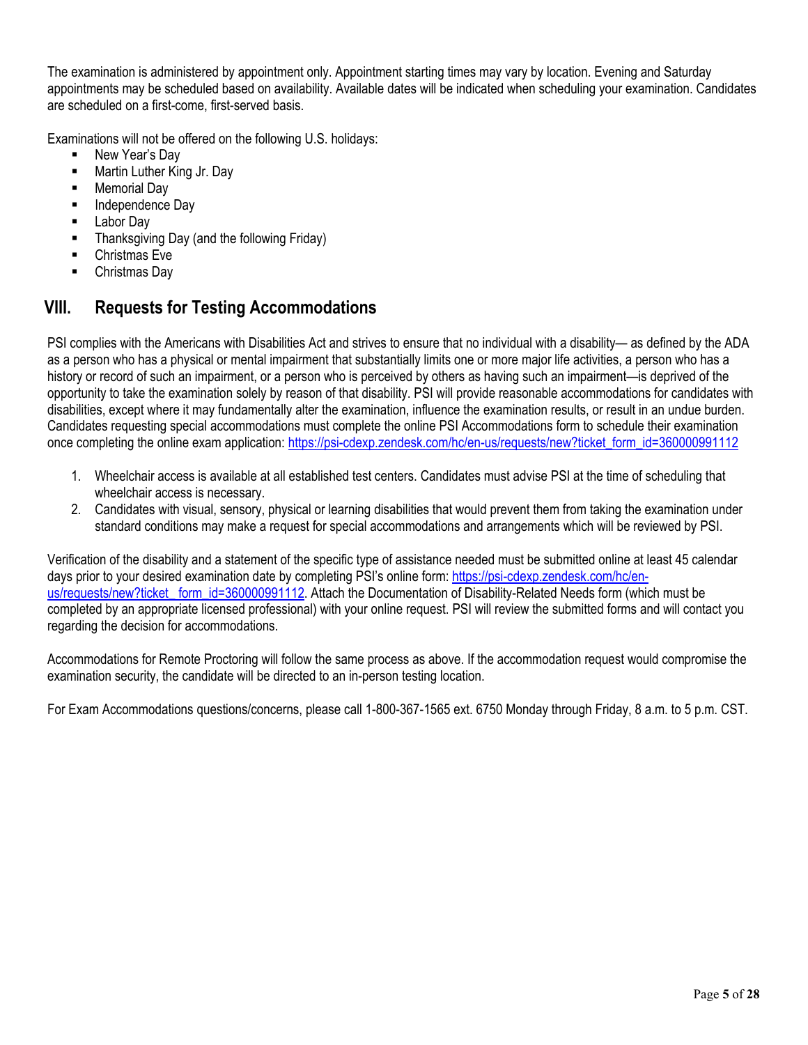The examination is administered by appointment only. Appointment starting times may vary by location. Evening and Saturday appointments may be scheduled based on availability. Available dates will be indicated when scheduling your examination. Candidates are scheduled on a first-come, first-served basis.

Examinations will not be offered on the following U.S. holidays:

- New Year's Day
- Martin Luther King Jr. Day
- Memorial Day
- Independence Day
- Labor Day
- Thanksgiving Day (and the following Friday)
- Christmas Eve
- Christmas Day

## VIII. Requests for Testing Accommodations

PSI complies with the Americans with Disabilities Act and strives to ensure that no individual with a disability— as defined by the ADA as a person who has a physical or mental impairment that substantially limits one or more major life activities, a person who has a history or record of such an impairment, or a person who is perceived by others as having such an impairment—is deprived of the opportunity to take the examination solely by reason of that disability. PSI will provide reasonable accommodations for candidates with disabilities, except where it may fundamentally alter the examination, influence the examination results, or result in an undue burden. Candidates requesting special accommodations must complete the online PSI Accommodations form to schedule their examination once completing the online exam application: https://psi-cdexp.zendesk.com/hc/en-us/requests/new?ticket_form_id=360000991112

1. Wheelchair access is available at all established test centers. Candidates must advise PSI at the time of scheduling that wheelchair access is necessary.
2. Candidates with visual, sensory, physical or learning disabilities that would prevent them from taking the examination under standard conditions may make a request for special accommodations and arrangements which will be reviewed by PSI.

Verification of the disability and a statement of the specific type of assistance needed must be submitted online at least 45 calendar days prior to your desired examination date by completing PSI's online form: https://psi-cdexp.zendesk.com/hc/en-us/requests/new?ticket_form_id=360000991112. Attach the Documentation of Disability-Related Needs form (which must be completed by an appropriate licensed professional) with your online request. PSI will review the submitted forms and will contact you regarding the decision for accommodations.

Accommodations for Remote Proctoring will follow the same process as above. If the accommodation request would compromise the examination security, the candidate will be directed to an in-person testing location.

For Exam Accommodations questions/concerns, please call 1-800-367-1565 ext. 6750 Monday through Friday, 8 a.m. to 5 p.m. CST.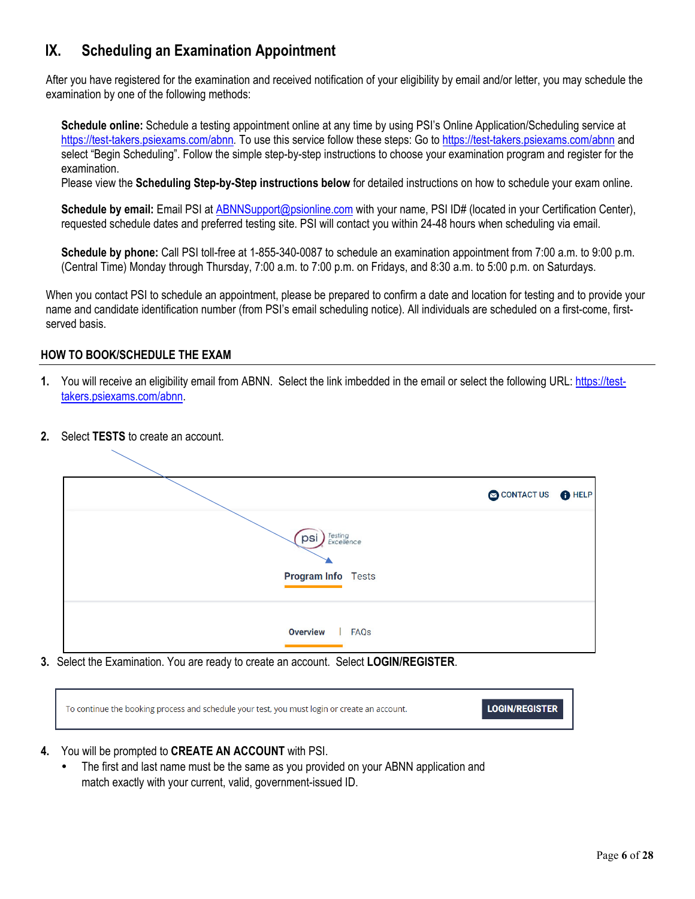## IX. Scheduling an Examination Appointment

After you have registered for the examination and received notification of your eligibility by email and/or letter, you may schedule the examination by one of the following methods:

**Schedule online:** Schedule a testing appointment online at any time by using PSI's Online Application/Scheduling service at https://test-takers.psiexams.com/abnn. To use this service follow these steps: Go to https://test-takers.psiexams.com/abnn and select "Begin Scheduling". Follow the simple step-by-step instructions to choose your examination program and register for the examination.
Please view the **Scheduling Step-by-Step instructions below** for detailed instructions on how to schedule your exam online.

**Schedule by email:** Email PSI at ABNNSupport@psionline.com with your name, PSI ID# (located in your Certification Center), requested schedule dates and preferred testing site. PSI will contact you within 24-48 hours when scheduling via email.

**Schedule by phone:** Call PSI toll-free at 1-855-340-0087 to schedule an examination appointment from 7:00 a.m. to 9:00 p.m. (Central Time) Monday through Thursday, 7:00 a.m. to 7:00 p.m. on Fridays, and 8:30 a.m. to 5:00 p.m. on Saturdays.

When you contact PSI to schedule an appointment, please be prepared to confirm a date and location for testing and to provide your name and candidate identification number (from PSI's email scheduling notice). All individuals are scheduled on a first-come, first-served basis.

### HOW TO BOOK/SCHEDULE THE EXAM

1. You will receive an eligibility email from ABNN. Select the link imbedded in the email or select the following URL: https://test-takers.psiexams.com/abnn.

2. Select **TESTS** to create an account.

   CONTACT US | HELP

   psi Testing Excellence

   Program Info | Tests

   Overview | FAQs

3. Select the Examination. You are ready to create an account. Select **LOGIN/REGISTER**.

   To continue the booking process and schedule your test, you must login or create an account. **LOGIN/REGISTER**

4. You will be prompted to **CREATE AN ACCOUNT** with PSI.
   - The first and last name must be the same as you provided on your ABNN application and match exactly with your current, valid, government-issued ID.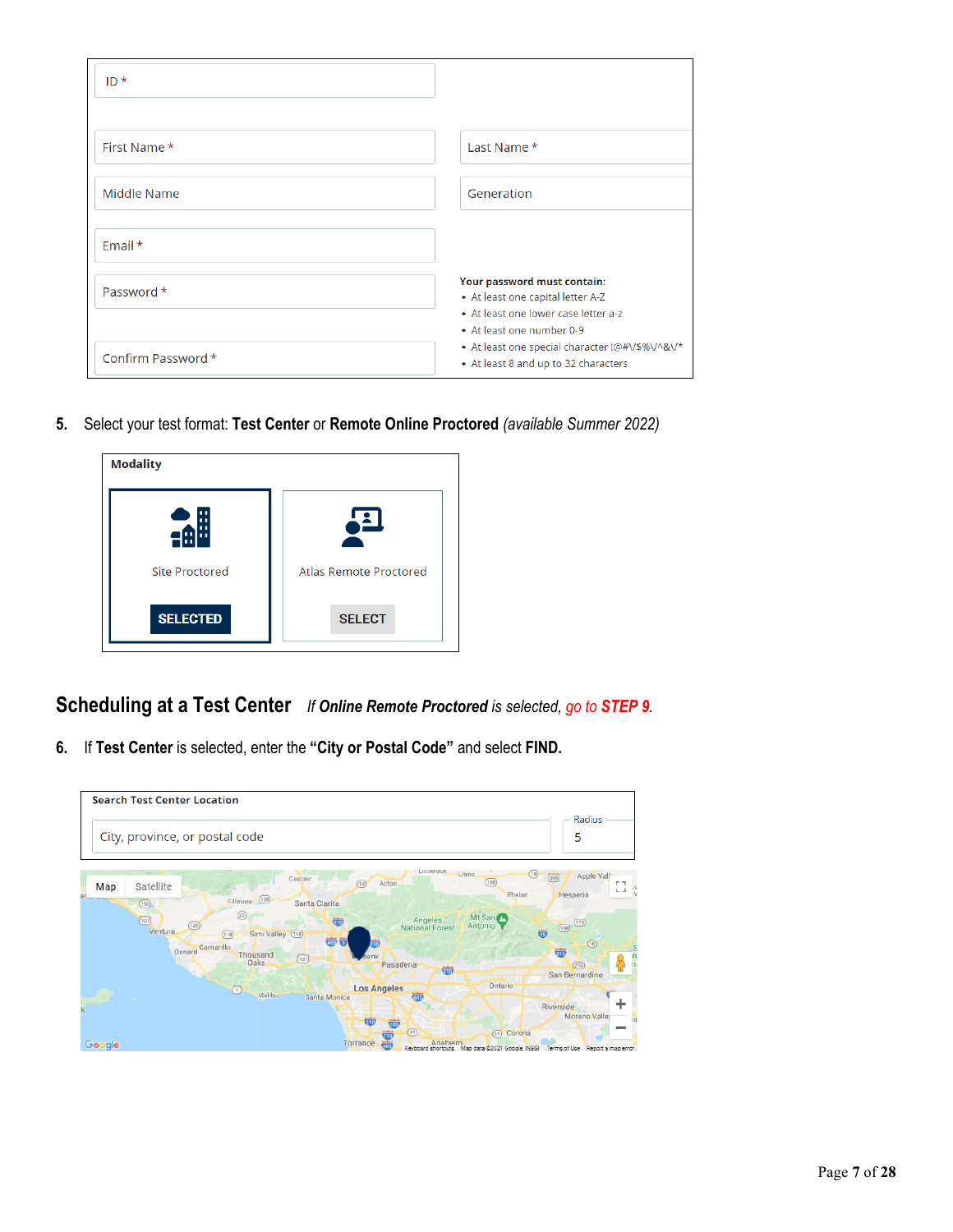ID *

First Name *

Last Name *

Middle Name

Generation

Email *

Password *

Confirm Password *

**Your password must contain:**

- At least one capital letter A-Z
- At least one lower case letter a-z
- At least one number 0-9
- At least one special character !@#\/$%\/^&\/*
- At least 8 and up to 32 characters

5. Select your test format: **Test Center** or **Remote Online Proctored** *(available Summer 2022)*

**Modality**

Site Proctored — **SELECTED**

Atlas Remote Proctored — **SELECT**

## Scheduling at a Test Center

*If **Online Remote Proctored** is selected, go to **STEP 9**.*

6. If **Test Center** is selected, enter the **"City or Postal Code"** and select **FIND.**

**Search Test Center Location**

City, province, or postal code

Radius: 5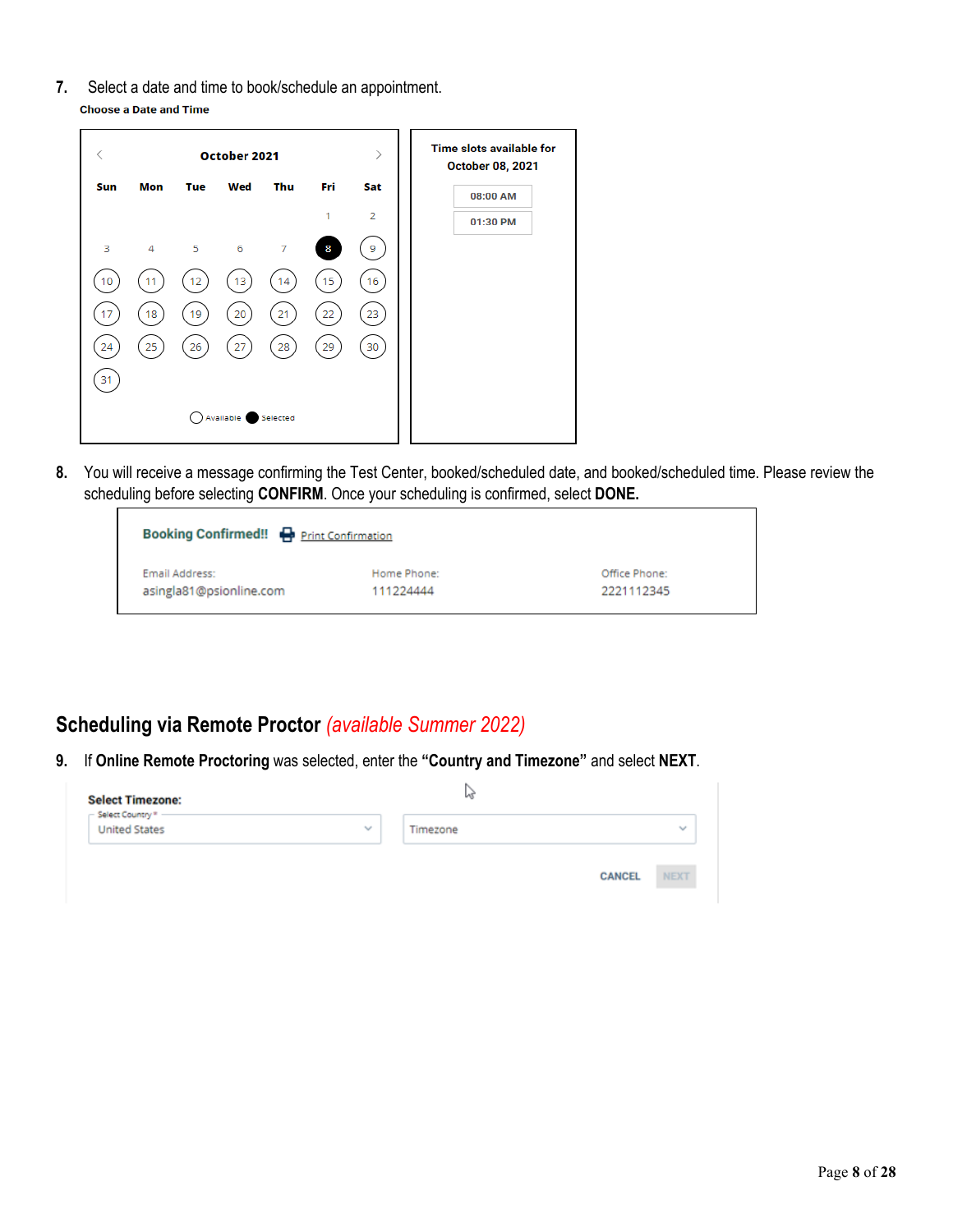7. Select a date and time to book/schedule an appointment.

**Choose a Date and Time**

**October 2021**

| Sun | Mon | Tue | Wed | Thu | Fri | Sat |
|---|---|---|---|---|---|---|
| | | | | | 1 | 2 |
| 3 | 4 | 5 | 6 | 7 | 8 | 9 |
| 10 | 11 | 12 | 13 | 14 | 15 | 16 |
| 17 | 18 | 19 | 20 | 21 | 22 | 23 |
| 24 | 25 | 26 | 27 | 28 | 29 | 30 |
| 31 | | | | | | |

Available Selected

**Time slots available for October 08, 2021**

08:00 AM

01:30 PM

8. You will receive a message confirming the Test Center, booked/scheduled date, and booked/scheduled time. Please review the scheduling before selecting **CONFIRM**. Once your scheduling is confirmed, select **DONE.**

**Booking Confirmed!!** Print Confirmation

| Email Address: | Home Phone: | Office Phone: |
|---|---|---|
| asingla81@psionline.com | 111224444 | 2221112345 |

## Scheduling via Remote Proctor *(available Summer 2022)*

9. If **Online Remote Proctoring** was selected, enter the **"Country and Timezone"** and select **NEXT**.

**Select Timezone:**

Select Country *: United States

Timezone

CANCEL NEXT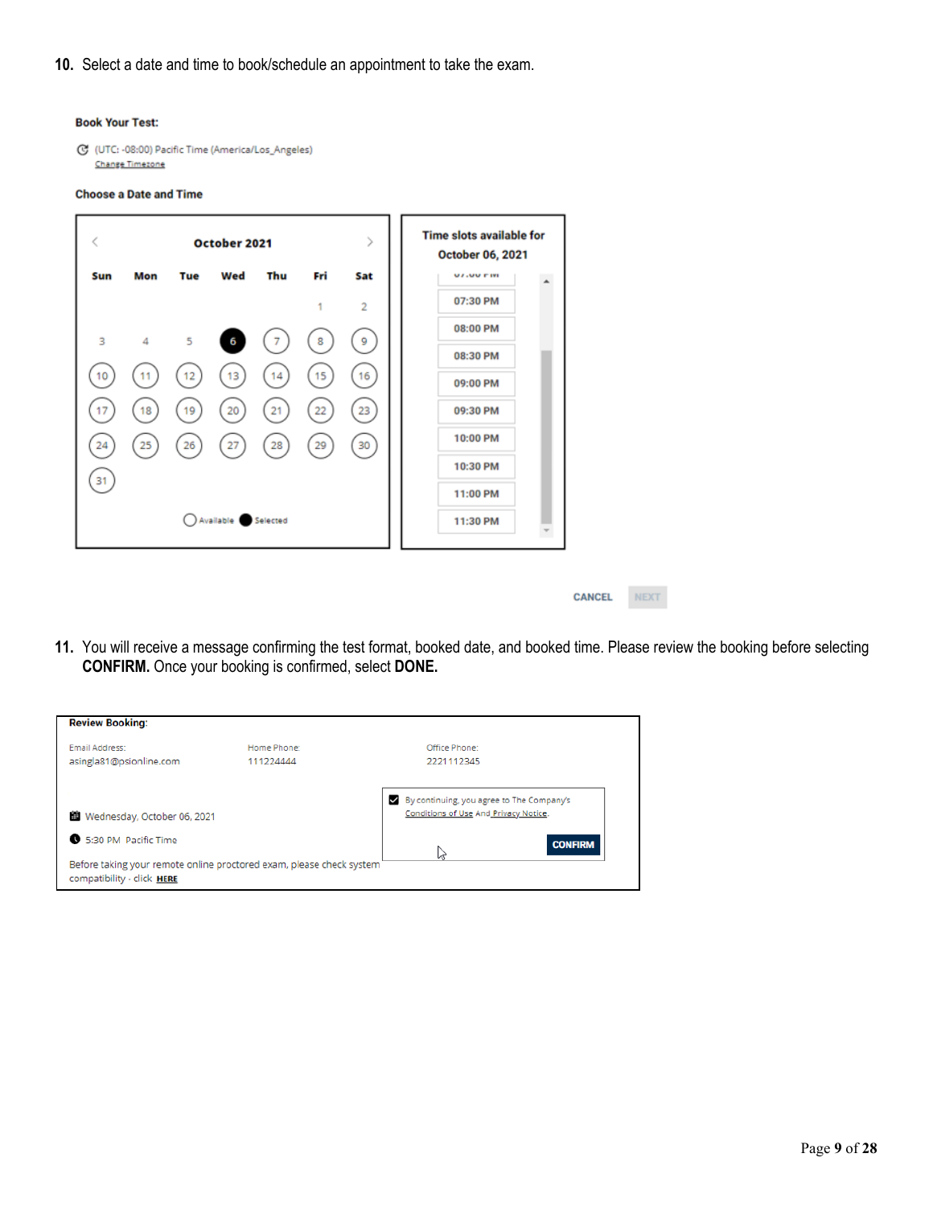10. Select a date and time to book/schedule an appointment to take the exam.

**Book Your Test:**

(UTC: -08:00) Pacific Time (America/Los_Angeles)
Change Timezone

**Choose a Date and Time**

**October 2021**

| Sun | Mon | Tue | Wed | Thu | Fri | Sat |
|---|---|---|---|---|---|---|
| | | | | | 1 | 2 |
| 3 | 4 | 5 | 6 | 7 | 8 | 9 |
| 10 | 11 | 12 | 13 | 14 | 15 | 16 |
| 17 | 18 | 19 | 20 | 21 | 22 | 23 |
| 24 | 25 | 26 | 27 | 28 | 29 | 30 |
| 31 | | | | | | |

Available   Selected

**Time slots available for October 06, 2021**

07:30 PM
08:00 PM
08:30 PM
09:00 PM
09:30 PM
10:00 PM
10:30 PM
11:00 PM
11:30 PM

CANCEL   NEXT

11. You will receive a message confirming the test format, booked date, and booked time. Please review the booking before selecting **CONFIRM.** Once your booking is confirmed, select **DONE.**

**Review Booking:**

Email Address: asingla81@psionline.com
Home Phone: 111224444
Office Phone: 2221112345

Wednesday, October 06, 2021

5:30 PM Pacific Time

By continuing, you agree to The Company's Conditions of Use And Privacy Notice.

CONFIRM

Before taking your remote online proctored exam, please check system compatibility - click HERE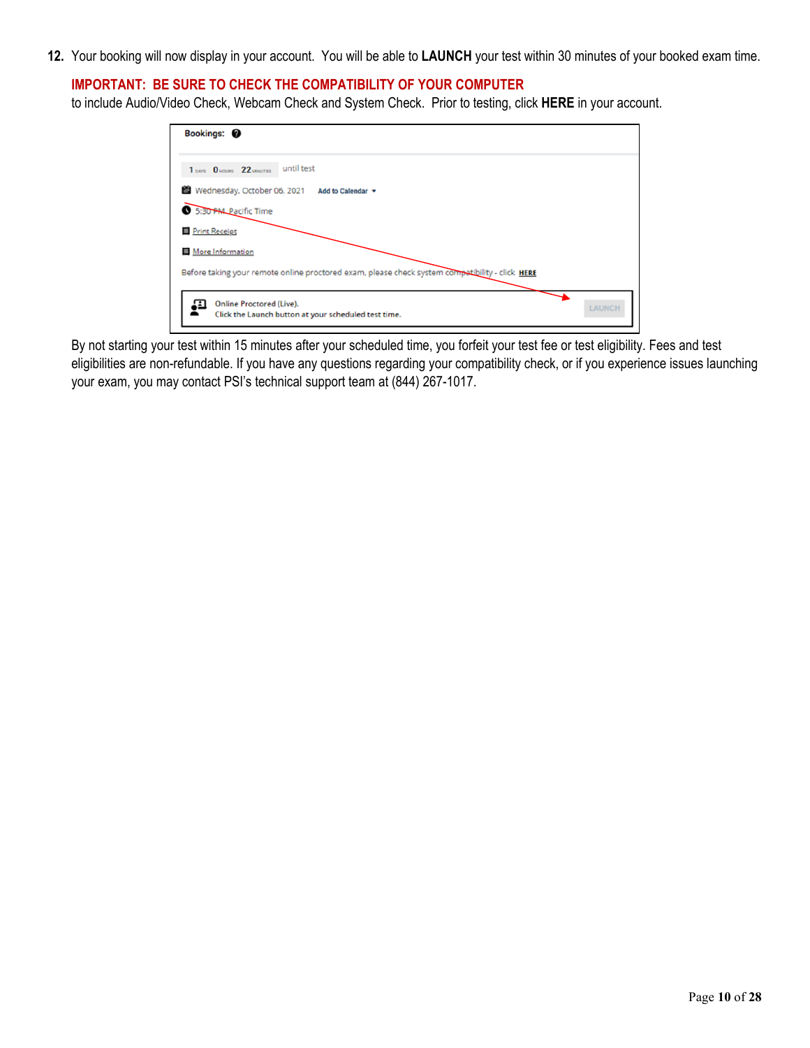12. Your booking will now display in your account. You will be able to **LAUNCH** your test within 30 minutes of your booked exam time.

    **IMPORTANT: BE SURE TO CHECK THE COMPATIBILITY OF YOUR COMPUTER** to include Audio/Video Check, Webcam Check and System Check. Prior to testing, click **HERE** in your account.

    **Bookings:**

    1 DAYS 0 HOURS 22 MINUTES until test

    Wednesday, October 06, 2021 **Add to Calendar**

    5:30 PM Pacific Time

    Print Receipt

    More Information

    Before taking your remote online proctored exam, please check system compatibility - click **HERE**

    Online Proctored (Live).
    Click the Launch button at your scheduled test time. LAUNCH

    By not starting your test within 15 minutes after your scheduled time, you forfeit your test fee or test eligibility. Fees and test eligibilities are non-refundable. If you have any questions regarding your compatibility check, or if you experience issues launching your exam, you may contact PSI's technical support team at (844) 267-1017.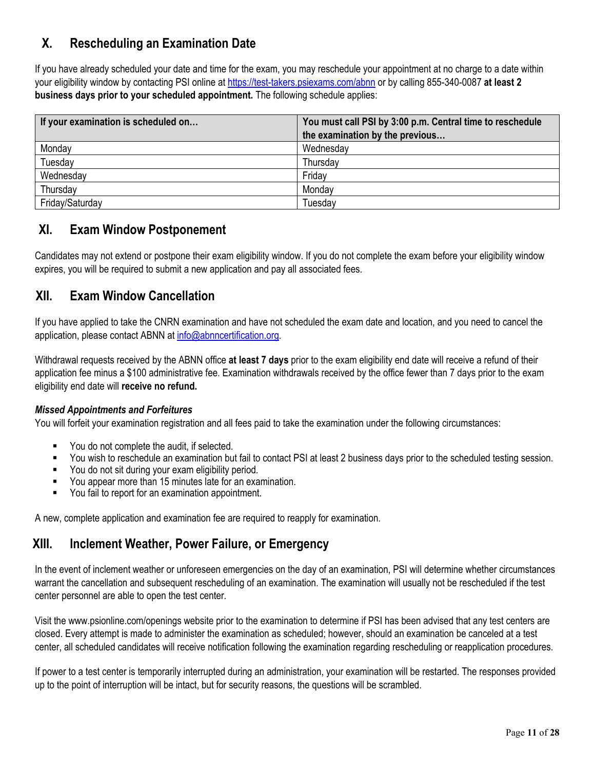## X. Rescheduling an Examination Date

If you have already scheduled your date and time for the exam, you may reschedule your appointment at no charge to a date within your eligibility window by contacting PSI online at https://test-takers.psiexams.com/abnn or by calling 855-340-0087 **at least 2 business days prior to your scheduled appointment.** The following schedule applies:

| If your examination is scheduled on… | You must call PSI by 3:00 p.m. Central time to reschedule the examination by the previous… |
|---|---|
| Monday | Wednesday |
| Tuesday | Thursday |
| Wednesday | Friday |
| Thursday | Monday |
| Friday/Saturday | Tuesday |

## XI. Exam Window Postponement

Candidates may not extend or postpone their exam eligibility window. If you do not complete the exam before your eligibility window expires, you will be required to submit a new application and pay all associated fees.

## XII. Exam Window Cancellation

If you have applied to take the CNRN examination and have not scheduled the exam date and location, and you need to cancel the application, please contact ABNN at info@abnncertification.org.

Withdrawal requests received by the ABNN office **at least 7 days** prior to the exam eligibility end date will receive a refund of their application fee minus a $100 administrative fee. Examination withdrawals received by the office fewer than 7 days prior to the exam eligibility end date will **receive no refund.**

***Missed Appointments and Forfeitures***

You will forfeit your examination registration and all fees paid to take the examination under the following circumstances:

- You do not complete the audit, if selected.
- You wish to reschedule an examination but fail to contact PSI at least 2 business days prior to the scheduled testing session.
- You do not sit during your exam eligibility period.
- You appear more than 15 minutes late for an examination.
- You fail to report for an examination appointment.

A new, complete application and examination fee are required to reapply for examination.

## XIII. Inclement Weather, Power Failure, or Emergency

In the event of inclement weather or unforeseen emergencies on the day of an examination, PSI will determine whether circumstances warrant the cancellation and subsequent rescheduling of an examination. The examination will usually not be rescheduled if the test center personnel are able to open the test center.

Visit the www.psionline.com/openings website prior to the examination to determine if PSI has been advised that any test centers are closed. Every attempt is made to administer the examination as scheduled; however, should an examination be canceled at a test center, all scheduled candidates will receive notification following the examination regarding rescheduling or reapplication procedures.

If power to a test center is temporarily interrupted during an administration, your examination will be restarted. The responses provided up to the point of interruption will be intact, but for security reasons, the questions will be scrambled.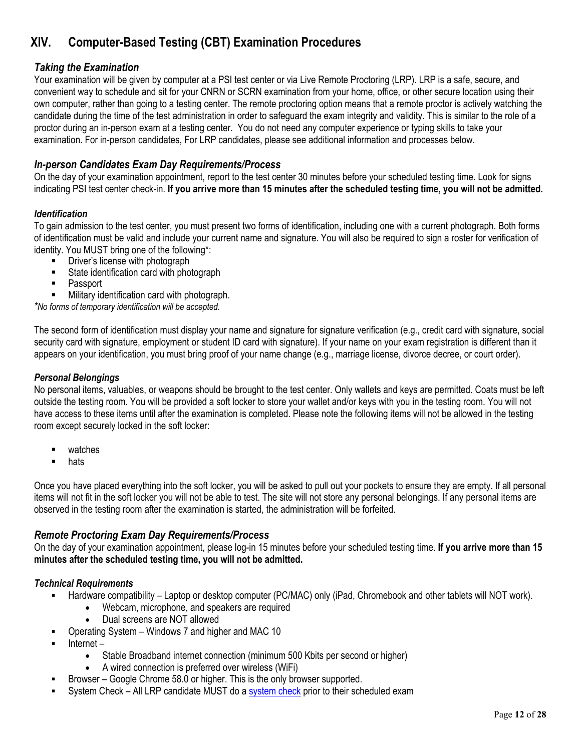## XIV. Computer-Based Testing (CBT) Examination Procedures

### *Taking the Examination*

Your examination will be given by computer at a PSI test center or via Live Remote Proctoring (LRP). LRP is a safe, secure, and convenient way to schedule and sit for your CNRN or SCRN examination from your home, office, or other secure location using their own computer, rather than going to a testing center. The remote proctoring option means that a remote proctor is actively watching the candidate during the time of the test administration in order to safeguard the exam integrity and validity. This is similar to the role of a proctor during an in-person exam at a testing center. You do not need any computer experience or typing skills to take your examination. For in-person candidates, For LRP candidates, please see additional information and processes below.

### *In-person Candidates Exam Day Requirements/Process*

On the day of your examination appointment, report to the test center 30 minutes before your scheduled testing time. Look for signs indicating PSI test center check-in. **If you arrive more than 15 minutes after the scheduled testing time, you will not be admitted.**

#### *Identification*

To gain admission to the test center, you must present two forms of identification, including one with a current photograph. Both forms of identification must be valid and include your current name and signature. You will also be required to sign a roster for verification of identity. You MUST bring one of the following*:

- Driver's license with photograph
- State identification card with photograph
- Passport
- Military identification card with photograph.

*\*No forms of temporary identification will be accepted.*

The second form of identification must display your name and signature for signature verification (e.g., credit card with signature, social security card with signature, employment or student ID card with signature). If your name on your exam registration is different than it appears on your identification, you must bring proof of your name change (e.g., marriage license, divorce decree, or court order).

#### *Personal Belongings*

No personal items, valuables, or weapons should be brought to the test center. Only wallets and keys are permitted. Coats must be left outside the testing room. You will be provided a soft locker to store your wallet and/or keys with you in the testing room. You will not have access to these items until after the examination is completed. Please note the following items will not be allowed in the testing room except securely locked in the soft locker:

- watches
- hats

Once you have placed everything into the soft locker, you will be asked to pull out your pockets to ensure they are empty. If all personal items will not fit in the soft locker you will not be able to test. The site will not store any personal belongings. If any personal items are observed in the testing room after the examination is started, the administration will be forfeited.

### *Remote Proctoring Exam Day Requirements/Process*

On the day of your examination appointment, please log-in 15 minutes before your scheduled testing time. **If you arrive more than 15 minutes after the scheduled testing time, you will not be admitted.**

#### *Technical Requirements*

- Hardware compatibility – Laptop or desktop computer (PC/MAC) only (iPad, Chromebook and other tablets will NOT work).
  - Webcam, microphone, and speakers are required
  - Dual screens are NOT allowed
- Operating System – Windows 7 and higher and MAC 10
- Internet –
  - Stable Broadband internet connection (minimum 500 Kbits per second or higher)
  - A wired connection is preferred over wireless (WiFi)
- Browser – Google Chrome 58.0 or higher. This is the only browser supported.
- System Check – All LRP candidate MUST do a system check prior to their scheduled exam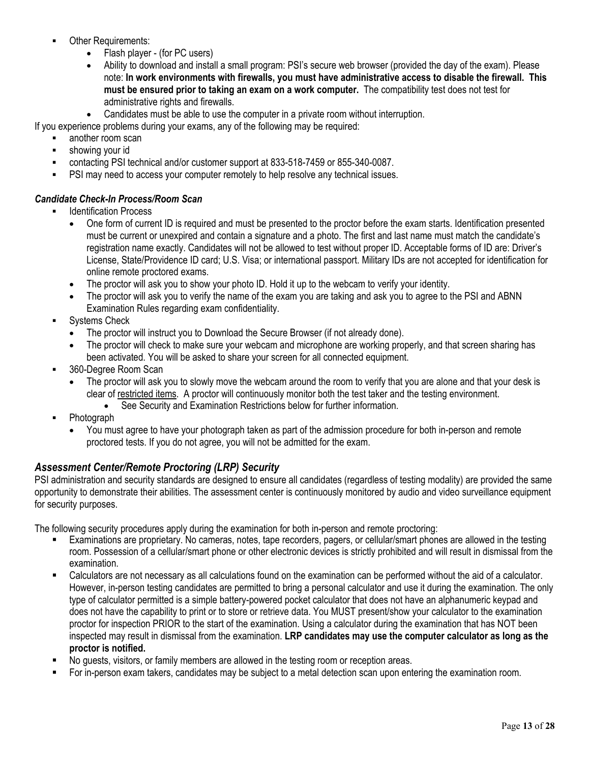- Other Requirements:
  - Flash player - (for PC users)
  - Ability to download and install a small program: PSI's secure web browser (provided the day of the exam). Please note: **In work environments with firewalls, you must have administrative access to disable the firewall. This must be ensured prior to taking an exam on a work computer.** The compatibility test does not test for administrative rights and firewalls.
  - Candidates must be able to use the computer in a private room without interruption.

If you experience problems during your exams, any of the following may be required:

- another room scan
- showing your id
- contacting PSI technical and/or customer support at 833-518-7459 or 855-340-0087.
- PSI may need to access your computer remotely to help resolve any technical issues.

***Candidate Check-In Process/Room Scan***

- Identification Process
  - One form of current ID is required and must be presented to the proctor before the exam starts. Identification presented must be current or unexpired and contain a signature and a photo. The first and last name must match the candidate's registration name exactly. Candidates will not be allowed to test without proper ID. Acceptable forms of ID are: Driver's License, State/Providence ID card; U.S. Visa; or international passport. Military IDs are not accepted for identification for online remote proctored exams.
  - The proctor will ask you to show your photo ID. Hold it up to the webcam to verify your identity.
  - The proctor will ask you to verify the name of the exam you are taking and ask you to agree to the PSI and ABNN Examination Rules regarding exam confidentiality.
- Systems Check
  - The proctor will instruct you to Download the Secure Browser (if not already done).
  - The proctor will check to make sure your webcam and microphone are working properly, and that screen sharing has been activated. You will be asked to share your screen for all connected equipment.
- 360-Degree Room Scan
  - The proctor will ask you to slowly move the webcam around the room to verify that you are alone and that your desk is clear of restricted items. A proctor will continuously monitor both the test taker and the testing environment.
    - See Security and Examination Restrictions below for further information.
- Photograph
  - You must agree to have your photograph taken as part of the admission procedure for both in-person and remote proctored tests. If you do not agree, you will not be admitted for the exam.

## *Assessment Center/Remote Proctoring (LRP) Security*

PSI administration and security standards are designed to ensure all candidates (regardless of testing modality) are provided the same opportunity to demonstrate their abilities. The assessment center is continuously monitored by audio and video surveillance equipment for security purposes.

The following security procedures apply during the examination for both in-person and remote proctoring:

- Examinations are proprietary. No cameras, notes, tape recorders, pagers, or cellular/smart phones are allowed in the testing room. Possession of a cellular/smart phone or other electronic devices is strictly prohibited and will result in dismissal from the examination.
- Calculators are not necessary as all calculations found on the examination can be performed without the aid of a calculator. However, in-person testing candidates are permitted to bring a personal calculator and use it during the examination. The only type of calculator permitted is a simple battery-powered pocket calculator that does not have an alphanumeric keypad and does not have the capability to print or to store or retrieve data. You MUST present/show your calculator to the examination proctor for inspection PRIOR to the start of the examination. Using a calculator during the examination that has NOT been inspected may result in dismissal from the examination. **LRP candidates may use the computer calculator as long as the proctor is notified.**
- No guests, visitors, or family members are allowed in the testing room or reception areas.
- For in-person exam takers, candidates may be subject to a metal detection scan upon entering the examination room.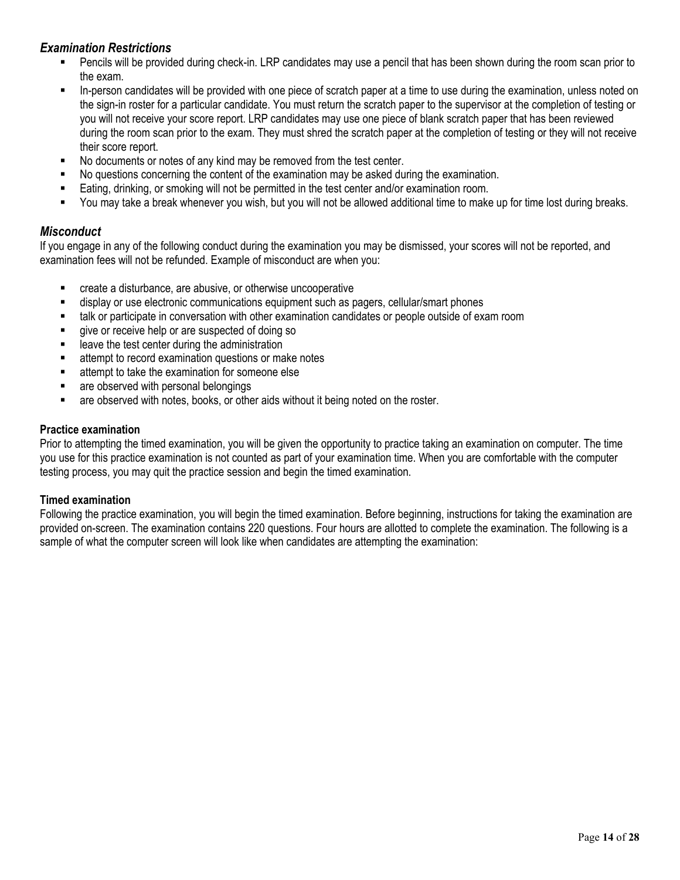### *Examination Restrictions*

- Pencils will be provided during check-in. LRP candidates may use a pencil that has been shown during the room scan prior to the exam.
- In-person candidates will be provided with one piece of scratch paper at a time to use during the examination, unless noted on the sign-in roster for a particular candidate. You must return the scratch paper to the supervisor at the completion of testing or you will not receive your score report. LRP candidates may use one piece of blank scratch paper that has been reviewed during the room scan prior to the exam. They must shred the scratch paper at the completion of testing or they will not receive their score report.
- No documents or notes of any kind may be removed from the test center.
- No questions concerning the content of the examination may be asked during the examination.
- Eating, drinking, or smoking will not be permitted in the test center and/or examination room.
- You may take a break whenever you wish, but you will not be allowed additional time to make up for time lost during breaks.

### *Misconduct*

If you engage in any of the following conduct during the examination you may be dismissed, your scores will not be reported, and examination fees will not be refunded. Example of misconduct are when you:

- create a disturbance, are abusive, or otherwise uncooperative
- display or use electronic communications equipment such as pagers, cellular/smart phones
- talk or participate in conversation with other examination candidates or people outside of exam room
- give or receive help or are suspected of doing so
- leave the test center during the administration
- attempt to record examination questions or make notes
- attempt to take the examination for someone else
- are observed with personal belongings
- are observed with notes, books, or other aids without it being noted on the roster.

**Practice examination**

Prior to attempting the timed examination, you will be given the opportunity to practice taking an examination on computer. The time you use for this practice examination is not counted as part of your examination time. When you are comfortable with the computer testing process, you may quit the practice session and begin the timed examination.

**Timed examination**

Following the practice examination, you will begin the timed examination. Before beginning, instructions for taking the examination are provided on-screen. The examination contains 220 questions. Four hours are allotted to complete the examination. The following is a sample of what the computer screen will look like when candidates are attempting the examination: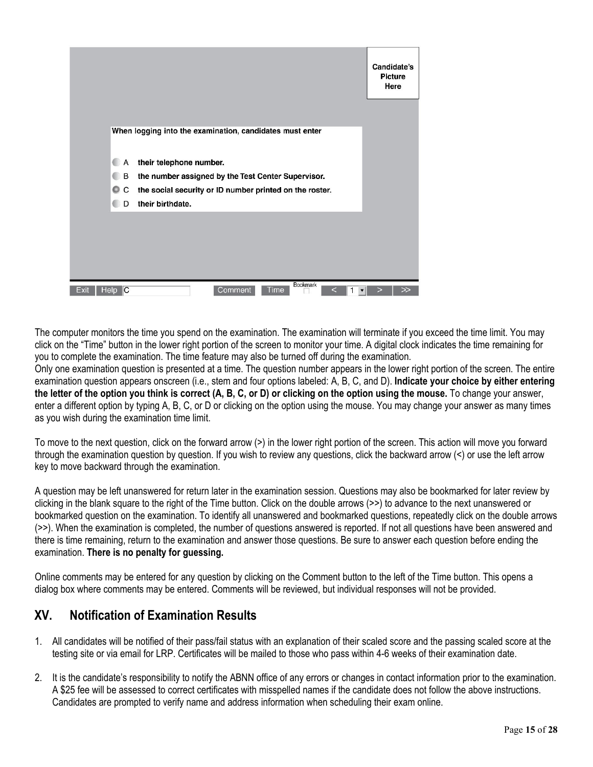When logging into the examination, candidates must enter

- A their telephone number.
- B the number assigned by the Test Center Supervisor.
- C the social security or ID number printed on the roster.
- D their birthdate.

The computer monitors the time you spend on the examination. The examination will terminate if you exceed the time limit. You may click on the "Time" button in the lower right portion of the screen to monitor your time. A digital clock indicates the time remaining for you to complete the examination. The time feature may also be turned off during the examination.

Only one examination question is presented at a time. The question number appears in the lower right portion of the screen. The entire examination question appears onscreen (i.e., stem and four options labeled: A, B, C, and D). **Indicate your choice by either entering the letter of the option you think is correct (A, B, C, or D) or clicking on the option using the mouse.** To change your answer, enter a different option by typing A, B, C, or D or clicking on the option using the mouse. You may change your answer as many times as you wish during the examination time limit.

To move to the next question, click on the forward arrow (>) in the lower right portion of the screen. This action will move you forward through the examination question by question. If you wish to review any questions, click the backward arrow (<) or use the left arrow key to move backward through the examination.

A question may be left unanswered for return later in the examination session. Questions may also be bookmarked for later review by clicking in the blank square to the right of the Time button. Click on the double arrows (>>) to advance to the next unanswered or bookmarked question on the examination. To identify all unanswered and bookmarked questions, repeatedly click on the double arrows (>>). When the examination is completed, the number of questions answered is reported. If not all questions have been answered and there is time remaining, return to the examination and answer those questions. Be sure to answer each question before ending the examination. **There is no penalty for guessing.**

Online comments may be entered for any question by clicking on the Comment button to the left of the Time button. This opens a dialog box where comments may be entered. Comments will be reviewed, but individual responses will not be provided.

## XV. Notification of Examination Results

1. All candidates will be notified of their pass/fail status with an explanation of their scaled score and the passing scaled score at the testing site or via email for LRP. Certificates will be mailed to those who pass within 4-6 weeks of their examination date.

2. It is the candidate's responsibility to notify the ABNN office of any errors or changes in contact information prior to the examination. A $25 fee will be assessed to correct certificates with misspelled names if the candidate does not follow the above instructions. Candidates are prompted to verify name and address information when scheduling their exam online.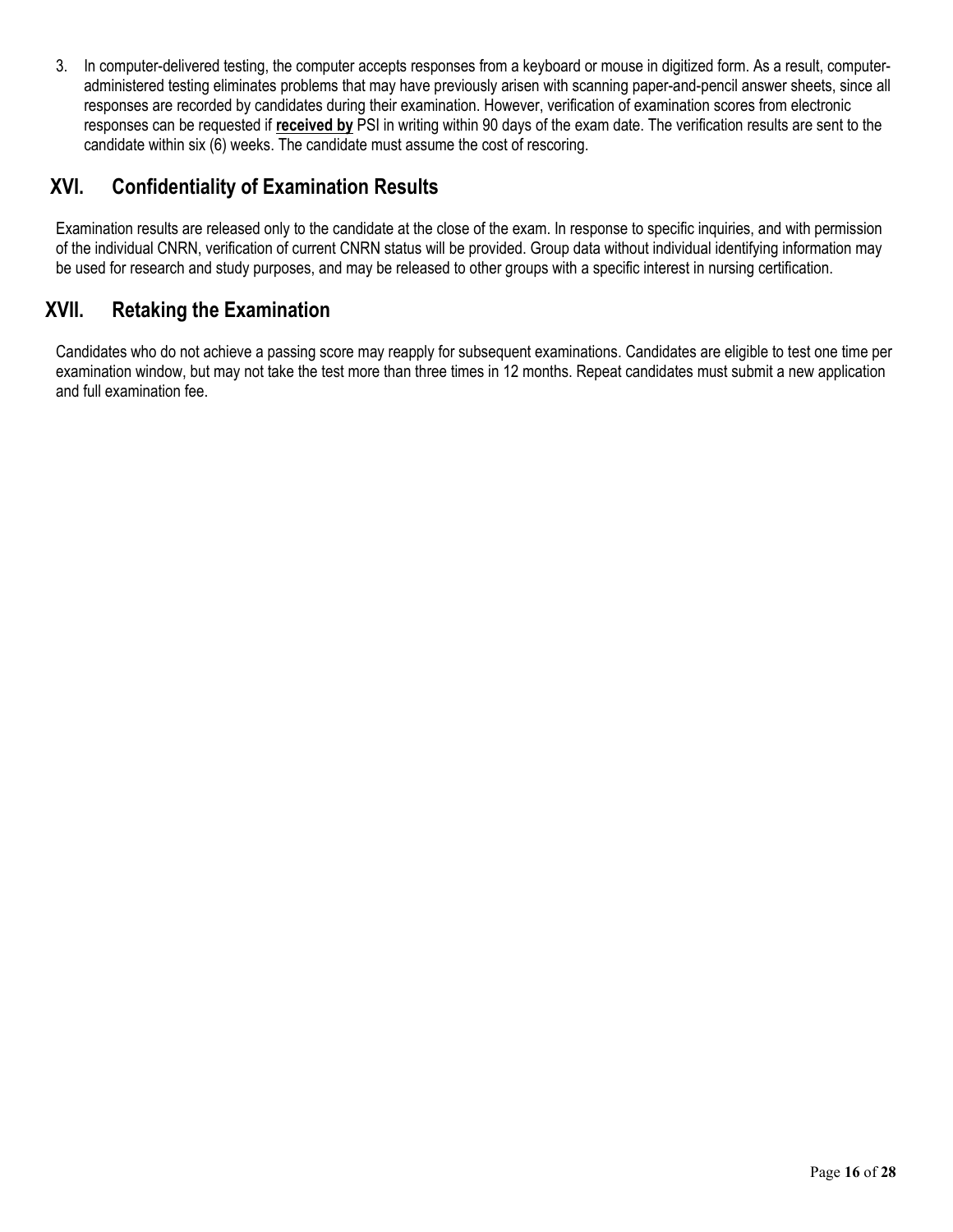3. In computer-delivered testing, the computer accepts responses from a keyboard or mouse in digitized form. As a result, computer-administered testing eliminates problems that may have previously arisen with scanning paper-and-pencil answer sheets, since all responses are recorded by candidates during their examination. However, verification of examination scores from electronic responses can be requested if **received by** PSI in writing within 90 days of the exam date. The verification results are sent to the candidate within six (6) weeks. The candidate must assume the cost of rescoring.

## XVI. Confidentiality of Examination Results

Examination results are released only to the candidate at the close of the exam. In response to specific inquiries, and with permission of the individual CNRN, verification of current CNRN status will be provided. Group data without individual identifying information may be used for research and study purposes, and may be released to other groups with a specific interest in nursing certification.

## XVII. Retaking the Examination

Candidates who do not achieve a passing score may reapply for subsequent examinations. Candidates are eligible to test one time per examination window, but may not take the test more than three times in 12 months. Repeat candidates must submit a new application and full examination fee.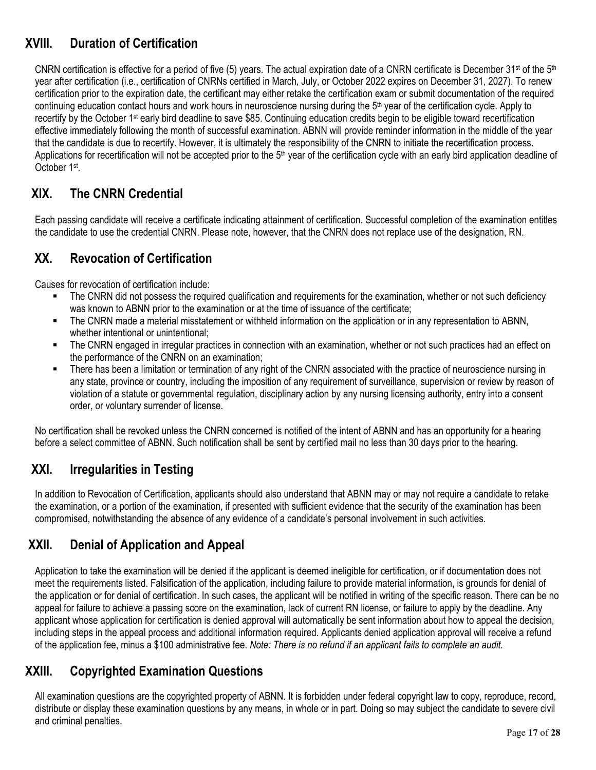## XVIII. Duration of Certification

CNRN certification is effective for a period of five (5) years. The actual expiration date of a CNRN certificate is December 31st of the 5th year after certification (i.e., certification of CNRNs certified in March, July, or October 2022 expires on December 31, 2027). To renew certification prior to the expiration date, the certificant may either retake the certification exam or submit documentation of the required continuing education contact hours and work hours in neuroscience nursing during the 5th year of the certification cycle. Apply to recertify by the October 1st early bird deadline to save $85. Continuing education credits begin to be eligible toward recertification effective immediately following the month of successful examination. ABNN will provide reminder information in the middle of the year that the candidate is due to recertify. However, it is ultimately the responsibility of the CNRN to initiate the recertification process. Applications for recertification will not be accepted prior to the 5th year of the certification cycle with an early bird application deadline of October 1st.

## XIX. The CNRN Credential

Each passing candidate will receive a certificate indicating attainment of certification. Successful completion of the examination entitles the candidate to use the credential CNRN. Please note, however, that the CNRN does not replace use of the designation, RN.

## XX. Revocation of Certification

Causes for revocation of certification include:

- The CNRN did not possess the required qualification and requirements for the examination, whether or not such deficiency was known to ABNN prior to the examination or at the time of issuance of the certificate;
- The CNRN made a material misstatement or withheld information on the application or in any representation to ABNN, whether intentional or unintentional;
- The CNRN engaged in irregular practices in connection with an examination, whether or not such practices had an effect on the performance of the CNRN on an examination;
- There has been a limitation or termination of any right of the CNRN associated with the practice of neuroscience nursing in any state, province or country, including the imposition of any requirement of surveillance, supervision or review by reason of violation of a statute or governmental regulation, disciplinary action by any nursing licensing authority, entry into a consent order, or voluntary surrender of license.

No certification shall be revoked unless the CNRN concerned is notified of the intent of ABNN and has an opportunity for a hearing before a select committee of ABNN. Such notification shall be sent by certified mail no less than 30 days prior to the hearing.

## XXI. Irregularities in Testing

In addition to Revocation of Certification, applicants should also understand that ABNN may or may not require a candidate to retake the examination, or a portion of the examination, if presented with sufficient evidence that the security of the examination has been compromised, notwithstanding the absence of any evidence of a candidate's personal involvement in such activities.

## XXII. Denial of Application and Appeal

Application to take the examination will be denied if the applicant is deemed ineligible for certification, or if documentation does not meet the requirements listed. Falsification of the application, including failure to provide material information, is grounds for denial of the application or for denial of certification. In such cases, the applicant will be notified in writing of the specific reason. There can be no appeal for failure to achieve a passing score on the examination, lack of current RN license, or failure to apply by the deadline. Any applicant whose application for certification is denied approval will automatically be sent information about how to appeal the decision, including steps in the appeal process and additional information required. Applicants denied application approval will receive a refund of the application fee, minus a $100 administrative fee. *Note: There is no refund if an applicant fails to complete an audit.*

## XXIII. Copyrighted Examination Questions

All examination questions are the copyrighted property of ABNN. It is forbidden under federal copyright law to copy, reproduce, record, distribute or display these examination questions by any means, in whole or in part. Doing so may subject the candidate to severe civil and criminal penalties.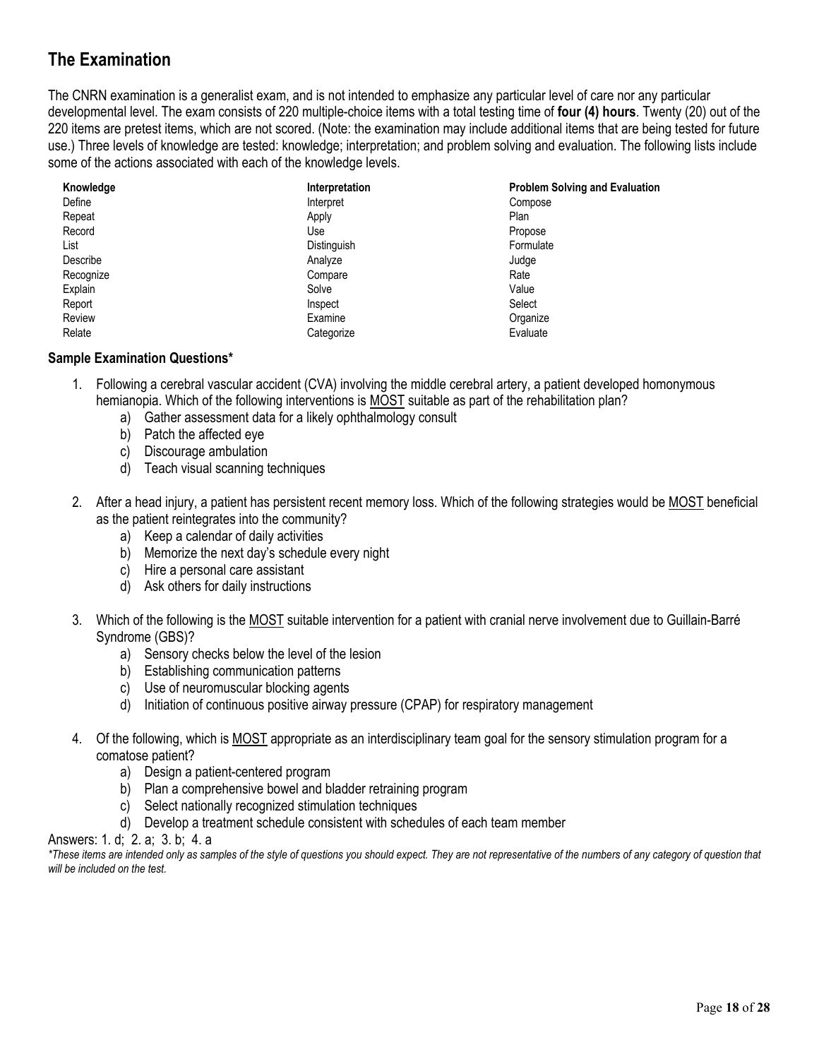## The Examination

The CNRN examination is a generalist exam, and is not intended to emphasize any particular level of care nor any particular developmental level. The exam consists of 220 multiple-choice items with a total testing time of **four (4) hours**. Twenty (20) out of the 220 items are pretest items, which are not scored. (Note: the examination may include additional items that are being tested for future use.) Three levels of knowledge are tested: knowledge; interpretation; and problem solving and evaluation. The following lists include some of the actions associated with each of the knowledge levels.

| Knowledge | Interpretation | Problem Solving and Evaluation |
|---|---|---|
| Define | Interpret | Compose |
| Repeat | Apply | Plan |
| Record | Use | Propose |
| List | Distinguish | Formulate |
| Describe | Analyze | Judge |
| Recognize | Compare | Rate |
| Explain | Solve | Value |
| Report | Inspect | Select |
| Review | Examine | Organize |
| Relate | Categorize | Evaluate |

### Sample Examination Questions*

1. Following a cerebral vascular accident (CVA) involving the middle cerebral artery, a patient developed homonymous hemianopia. Which of the following interventions is <u>MOST</u> suitable as part of the rehabilitation plan?
   a) Gather assessment data for a likely ophthalmology consult
   b) Patch the affected eye
   c) Discourage ambulation
   d) Teach visual scanning techniques

2. After a head injury, a patient has persistent recent memory loss. Which of the following strategies would be <u>MOST</u> beneficial as the patient reintegrates into the community?
   a) Keep a calendar of daily activities
   b) Memorize the next day's schedule every night
   c) Hire a personal care assistant
   d) Ask others for daily instructions

3. Which of the following is the <u>MOST</u> suitable intervention for a patient with cranial nerve involvement due to Guillain-Barré Syndrome (GBS)?
   a) Sensory checks below the level of the lesion
   b) Establishing communication patterns
   c) Use of neuromuscular blocking agents
   d) Initiation of continuous positive airway pressure (CPAP) for respiratory management

4. Of the following, which is <u>MOST</u> appropriate as an interdisciplinary team goal for the sensory stimulation program for a comatose patient?
   a) Design a patient-centered program
   b) Plan a comprehensive bowel and bladder retraining program
   c) Select nationally recognized stimulation techniques
   d) Develop a treatment schedule consistent with schedules of each team member

Answers: 1. d; 2. a; 3. b; 4. a

*\*These items are intended only as samples of the style of questions you should expect. They are not representative of the numbers of any category of question that will be included on the test.*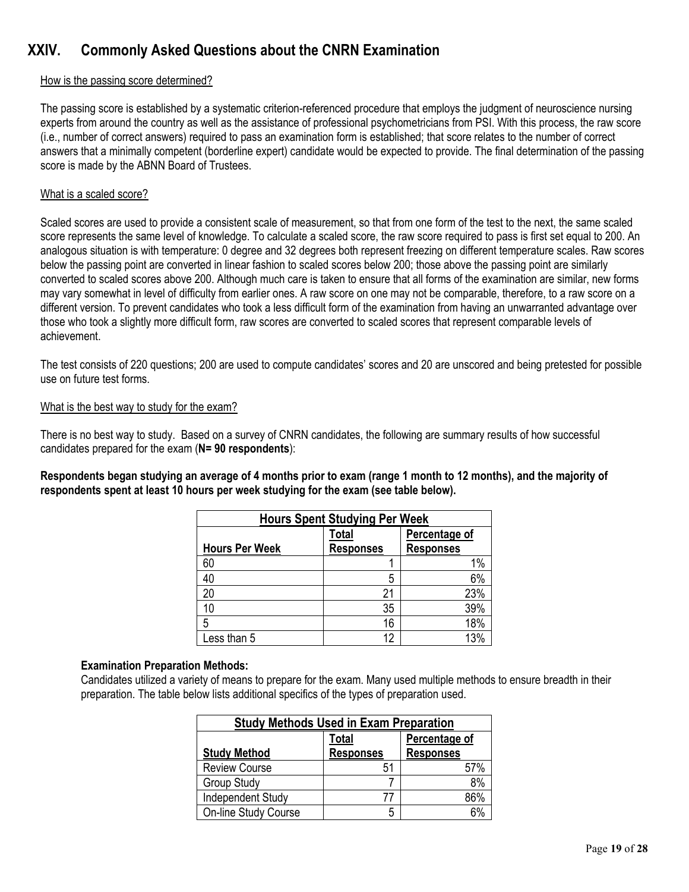## XXIV. Commonly Asked Questions about the CNRN Examination

How is the passing score determined?

The passing score is established by a systematic criterion-referenced procedure that employs the judgment of neuroscience nursing experts from around the country as well as the assistance of professional psychometricians from PSI. With this process, the raw score (i.e., number of correct answers) required to pass an examination form is established; that score relates to the number of correct answers that a minimally competent (borderline expert) candidate would be expected to provide. The final determination of the passing score is made by the ABNN Board of Trustees.

What is a scaled score?

Scaled scores are used to provide a consistent scale of measurement, so that from one form of the test to the next, the same scaled score represents the same level of knowledge. To calculate a scaled score, the raw score required to pass is first set equal to 200. An analogous situation is with temperature: 0 degree and 32 degrees both represent freezing on different temperature scales. Raw scores below the passing point are converted in linear fashion to scaled scores below 200; those above the passing point are similarly converted to scaled scores above 200. Although much care is taken to ensure that all forms of the examination are similar, new forms may vary somewhat in level of difficulty from earlier ones. A raw score on one may not be comparable, therefore, to a raw score on a different version. To prevent candidates who took a less difficult form of the examination from having an unwarranted advantage over those who took a slightly more difficult form, raw scores are converted to scaled scores that represent comparable levels of achievement.

The test consists of 220 questions; 200 are used to compute candidates' scores and 20 are unscored and being pretested for possible use on future test forms.

What is the best way to study for the exam?

There is no best way to study. Based on a survey of CNRN candidates, the following are summary results of how successful candidates prepared for the exam (**N= 90 respondents**):

**Respondents began studying an average of 4 months prior to exam (range 1 month to 12 months), and the majority of respondents spent at least 10 hours per week studying for the exam (see table below).**

| Hours Spent Studying Per Week | | |
|---|---|---|
| Hours Per Week | Total Responses | Percentage of Responses |
| 60 | 1 | 1% |
| 40 | 5 | 6% |
| 20 | 21 | 23% |
| 10 | 35 | 39% |
| 5 | 16 | 18% |
| Less than 5 | 12 | 13% |

**Examination Preparation Methods:**
Candidates utilized a variety of means to prepare for the exam. Many used multiple methods to ensure breadth in their preparation. The table below lists additional specifics of the types of preparation used.

| Study Methods Used in Exam Preparation | | |
|---|---|---|
| Study Method | Total Responses | Percentage of Responses |
| Review Course | 51 | 57% |
| Group Study | 7 | 8% |
| Independent Study | 77 | 86% |
| On-line Study Course | 5 | 6% |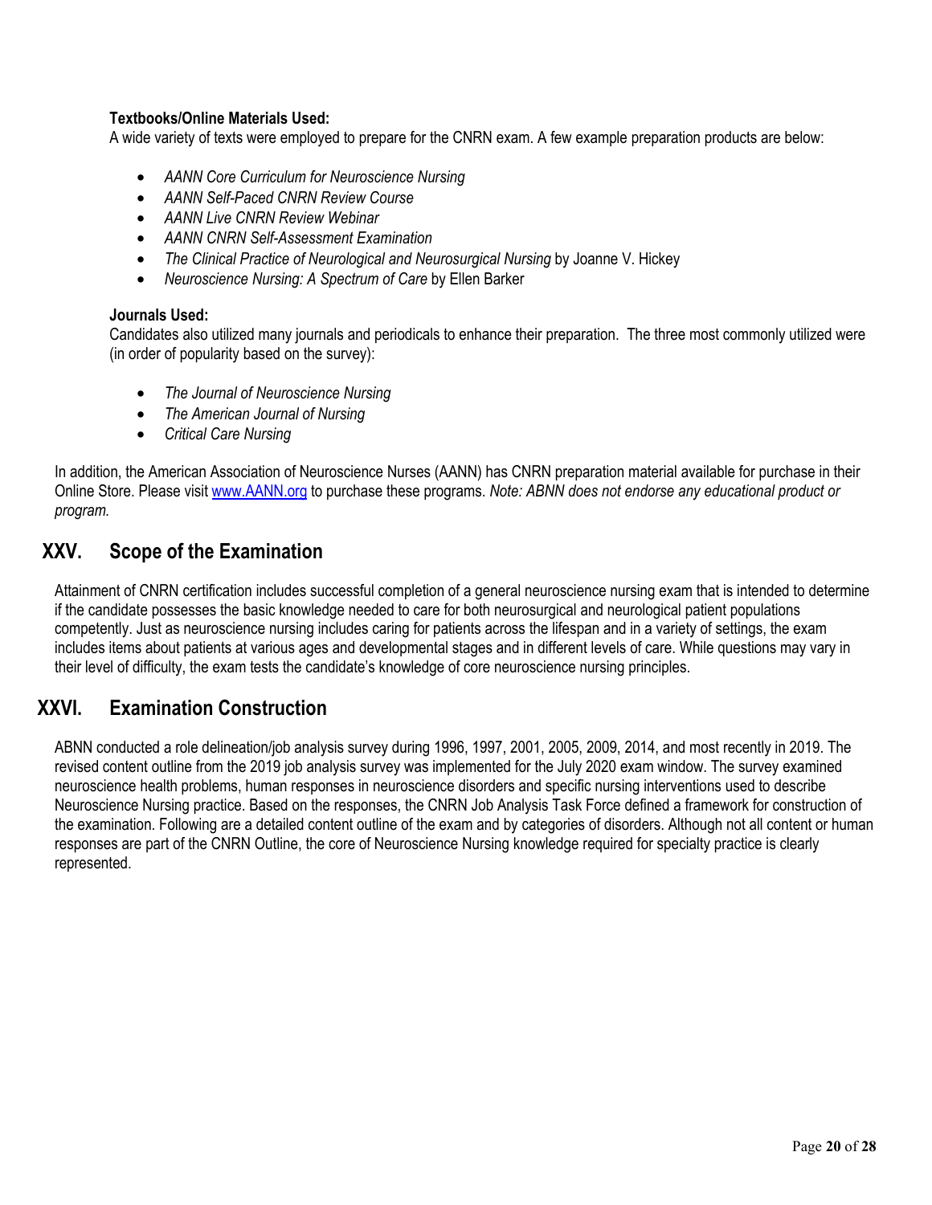**Textbooks/Online Materials Used:**
A wide variety of texts were employed to prepare for the CNRN exam. A few example preparation products are below:

- *AANN Core Curriculum for Neuroscience Nursing*
- *AANN Self-Paced CNRN Review Course*
- *AANN Live CNRN Review Webinar*
- *AANN CNRN Self-Assessment Examination*
- *The Clinical Practice of Neurological and Neurosurgical Nursing* by Joanne V. Hickey
- *Neuroscience Nursing: A Spectrum of Care* by Ellen Barker

**Journals Used:**
Candidates also utilized many journals and periodicals to enhance their preparation. The three most commonly utilized were (in order of popularity based on the survey):

- *The Journal of Neuroscience Nursing*
- *The American Journal of Nursing*
- *Critical Care Nursing*

In addition, the American Association of Neuroscience Nurses (AANN) has CNRN preparation material available for purchase in their Online Store. Please visit [www.AANN.org](http://www.AANN.org) to purchase these programs. *Note: ABNN does not endorse any educational product or program.*

## XXV. Scope of the Examination

Attainment of CNRN certification includes successful completion of a general neuroscience nursing exam that is intended to determine if the candidate possesses the basic knowledge needed to care for both neurosurgical and neurological patient populations competently. Just as neuroscience nursing includes caring for patients across the lifespan and in a variety of settings, the exam includes items about patients at various ages and developmental stages and in different levels of care. While questions may vary in their level of difficulty, the exam tests the candidate's knowledge of core neuroscience nursing principles.

## XXVI. Examination Construction

ABNN conducted a role delineation/job analysis survey during 1996, 1997, 2001, 2005, 2009, 2014, and most recently in 2019. The revised content outline from the 2019 job analysis survey was implemented for the July 2020 exam window. The survey examined neuroscience health problems, human responses in neuroscience disorders and specific nursing interventions used to describe Neuroscience Nursing practice. Based on the responses, the CNRN Job Analysis Task Force defined a framework for construction of the examination. Following are a detailed content outline of the exam and by categories of disorders. Although not all content or human responses are part of the CNRN Outline, the core of Neuroscience Nursing knowledge required for specialty practice is clearly represented.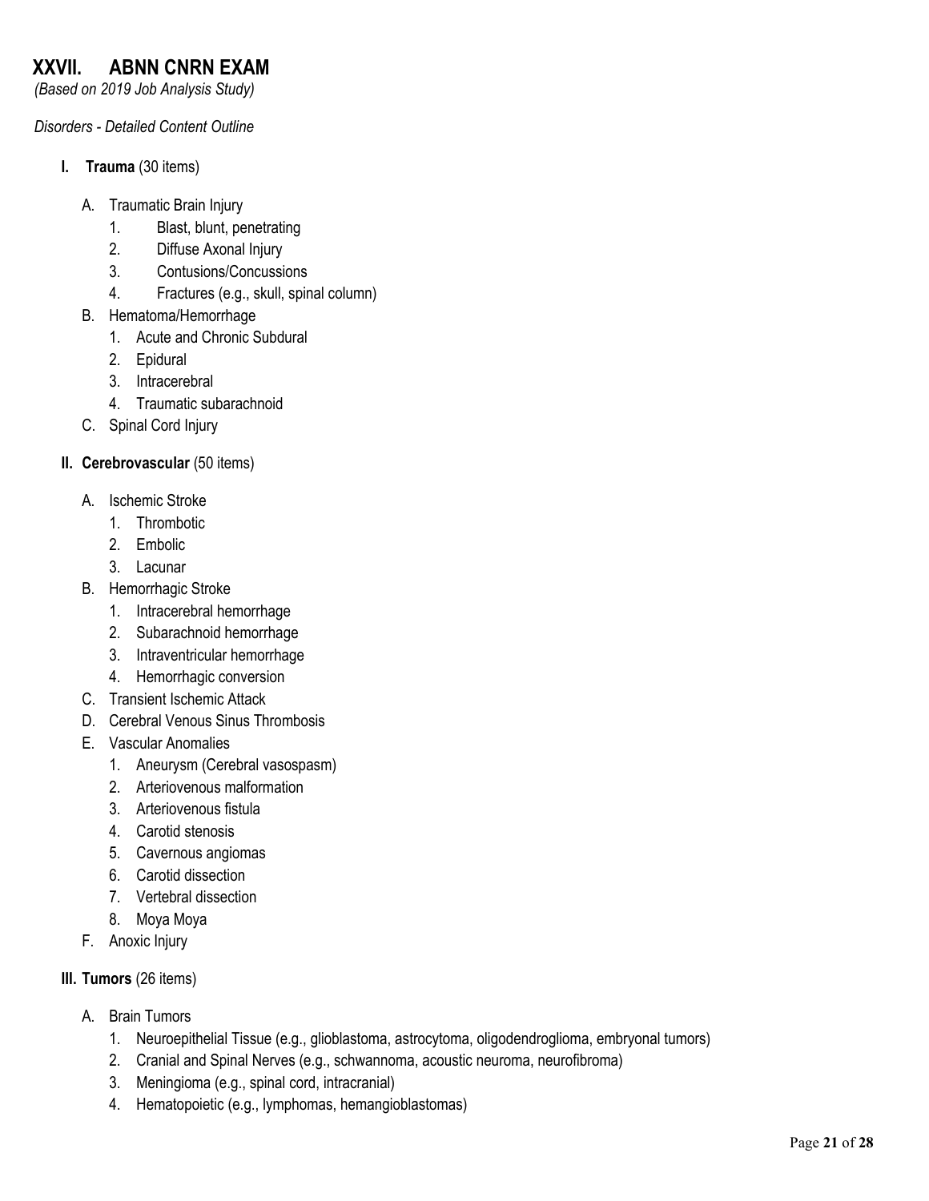# XXVII. ABNN CNRN EXAM

*(Based on 2019 Job Analysis Study)*

*Disorders - Detailed Content Outline*

- **I. Trauma** (30 items)
  - A. Traumatic Brain Injury
    1. Blast, blunt, penetrating
    2. Diffuse Axonal Injury
    3. Contusions/Concussions
    4. Fractures (e.g., skull, spinal column)
  - B. Hematoma/Hemorrhage
    1. Acute and Chronic Subdural
    2. Epidural
    3. Intracerebral
    4. Traumatic subarachnoid
  - C. Spinal Cord Injury
- **II. Cerebrovascular** (50 items)
  - A. Ischemic Stroke
    1. Thrombotic
    2. Embolic
    3. Lacunar
  - B. Hemorrhagic Stroke
    1. Intracerebral hemorrhage
    2. Subarachnoid hemorrhage
    3. Intraventricular hemorrhage
    4. Hemorrhagic conversion
  - C. Transient Ischemic Attack
  - D. Cerebral Venous Sinus Thrombosis
  - E. Vascular Anomalies
    1. Aneurysm (Cerebral vasospasm)
    2. Arteriovenous malformation
    3. Arteriovenous fistula
    4. Carotid stenosis
    5. Cavernous angiomas
    6. Carotid dissection
    7. Vertebral dissection
    8. Moya Moya
  - F. Anoxic Injury
- **III. Tumors** (26 items)
  - A. Brain Tumors
    1. Neuroepithelial Tissue (e.g., glioblastoma, astrocytoma, oligodendroglioma, embryonal tumors)
    2. Cranial and Spinal Nerves (e.g., schwannoma, acoustic neuroma, neurofibroma)
    3. Meningioma (e.g., spinal cord, intracranial)
    4. Hematopoietic (e.g., lymphomas, hemangioblastomas)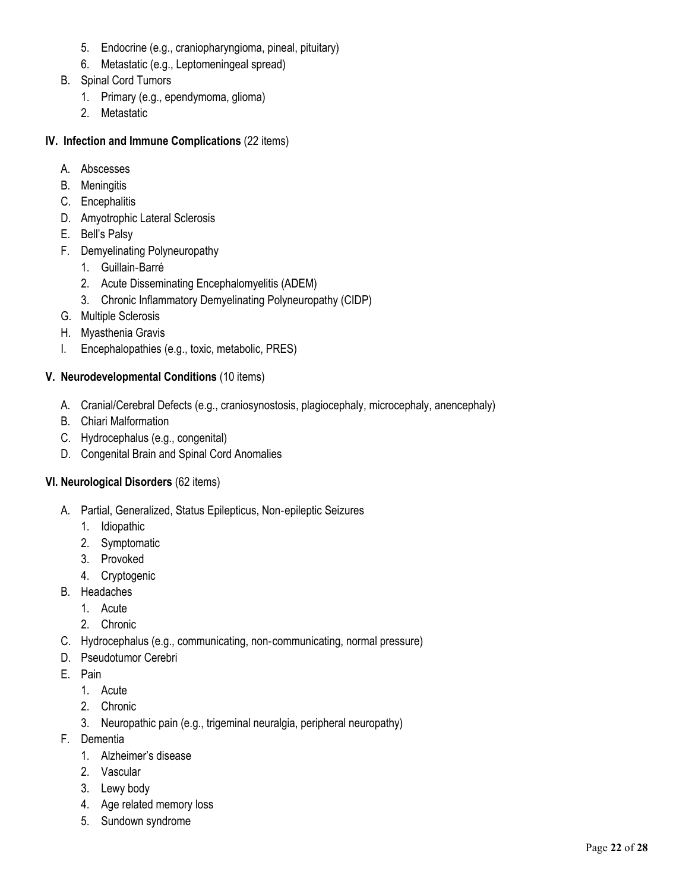5. Endocrine (e.g., craniopharyngioma, pineal, pituitary)
   6. Metastatic (e.g., Leptomeningeal spread)

B. Spinal Cord Tumors
   1. Primary (e.g., ependymoma, glioma)
   2. Metastatic

**IV. Infection and Immune Complications** (22 items)

A. Abscesses
B. Meningitis
C. Encephalitis
D. Amyotrophic Lateral Sclerosis
E. Bell's Palsy
F. Demyelinating Polyneuropathy
   1. Guillain-Barré
   2. Acute Disseminating Encephalomyelitis (ADEM)
   3. Chronic Inflammatory Demyelinating Polyneuropathy (CIDP)
G. Multiple Sclerosis
H. Myasthenia Gravis
I. Encephalopathies (e.g., toxic, metabolic, PRES)

**V. Neurodevelopmental Conditions** (10 items)

A. Cranial/Cerebral Defects (e.g., craniosynostosis, plagiocephaly, microcephaly, anencephaly)
B. Chiari Malformation
C. Hydrocephalus (e.g., congenital)
D. Congenital Brain and Spinal Cord Anomalies

**VI. Neurological Disorders** (62 items)

A. Partial, Generalized, Status Epilepticus, Non-epileptic Seizures
   1. Idiopathic
   2. Symptomatic
   3. Provoked
   4. Cryptogenic
B. Headaches
   1. Acute
   2. Chronic
C. Hydrocephalus (e.g., communicating, non-communicating, normal pressure)
D. Pseudotumor Cerebri
E. Pain
   1. Acute
   2. Chronic
   3. Neuropathic pain (e.g., trigeminal neuralgia, peripheral neuropathy)
F. Dementia
   1. Alzheimer's disease
   2. Vascular
   3. Lewy body
   4. Age related memory loss
   5. Sundown syndrome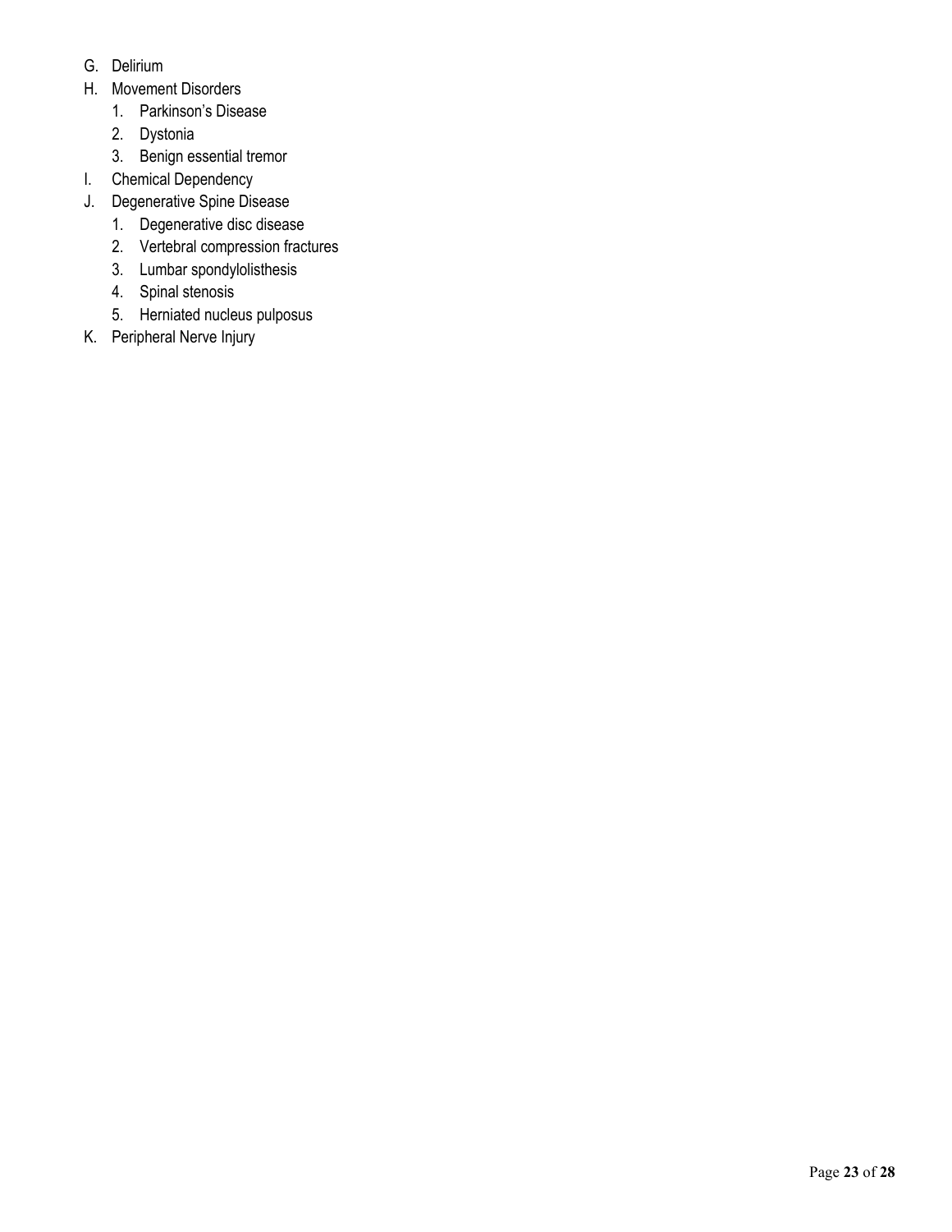G. Delirium
H. Movement Disorders
    1. Parkinson's Disease
    2. Dystonia
    3. Benign essential tremor
I. Chemical Dependency
J. Degenerative Spine Disease
    1. Degenerative disc disease
    2. Vertebral compression fractures
    3. Lumbar spondylolisthesis
    4. Spinal stenosis
    5. Herniated nucleus pulposus
K. Peripheral Nerve Injury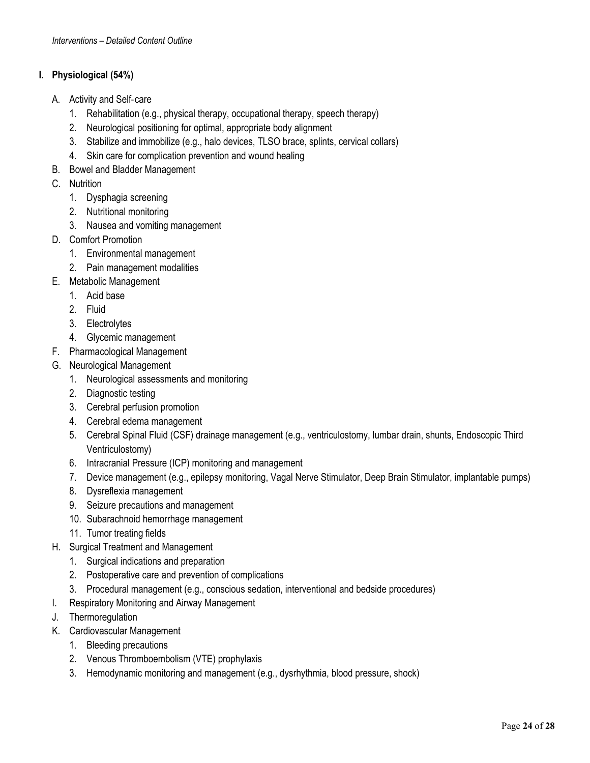*Interventions – Detailed Content Outline*

## I. Physiological (54%)

A. Activity and Self-care
   1. Rehabilitation (e.g., physical therapy, occupational therapy, speech therapy)
   2. Neurological positioning for optimal, appropriate body alignment
   3. Stabilize and immobilize (e.g., halo devices, TLSO brace, splints, cervical collars)
   4. Skin care for complication prevention and wound healing

B. Bowel and Bladder Management

C. Nutrition
   1. Dysphagia screening
   2. Nutritional monitoring
   3. Nausea and vomiting management

D. Comfort Promotion
   1. Environmental management
   2. Pain management modalities

E. Metabolic Management
   1. Acid base
   2. Fluid
   3. Electrolytes
   4. Glycemic management

F. Pharmacological Management

G. Neurological Management
   1. Neurological assessments and monitoring
   2. Diagnostic testing
   3. Cerebral perfusion promotion
   4. Cerebral edema management
   5. Cerebral Spinal Fluid (CSF) drainage management (e.g., ventriculostomy, lumbar drain, shunts, Endoscopic Third Ventriculostomy)
   6. Intracranial Pressure (ICP) monitoring and management
   7. Device management (e.g., epilepsy monitoring, Vagal Nerve Stimulator, Deep Brain Stimulator, implantable pumps)
   8. Dysreflexia management
   9. Seizure precautions and management
   10. Subarachnoid hemorrhage management
   11. Tumor treating fields

H. Surgical Treatment and Management
   1. Surgical indications and preparation
   2. Postoperative care and prevention of complications
   3. Procedural management (e.g., conscious sedation, interventional and bedside procedures)

I. Respiratory Monitoring and Airway Management

J. Thermoregulation

K. Cardiovascular Management
   1. Bleeding precautions
   2. Venous Thromboembolism (VTE) prophylaxis
   3. Hemodynamic monitoring and management (e.g., dysrhythmia, blood pressure, shock)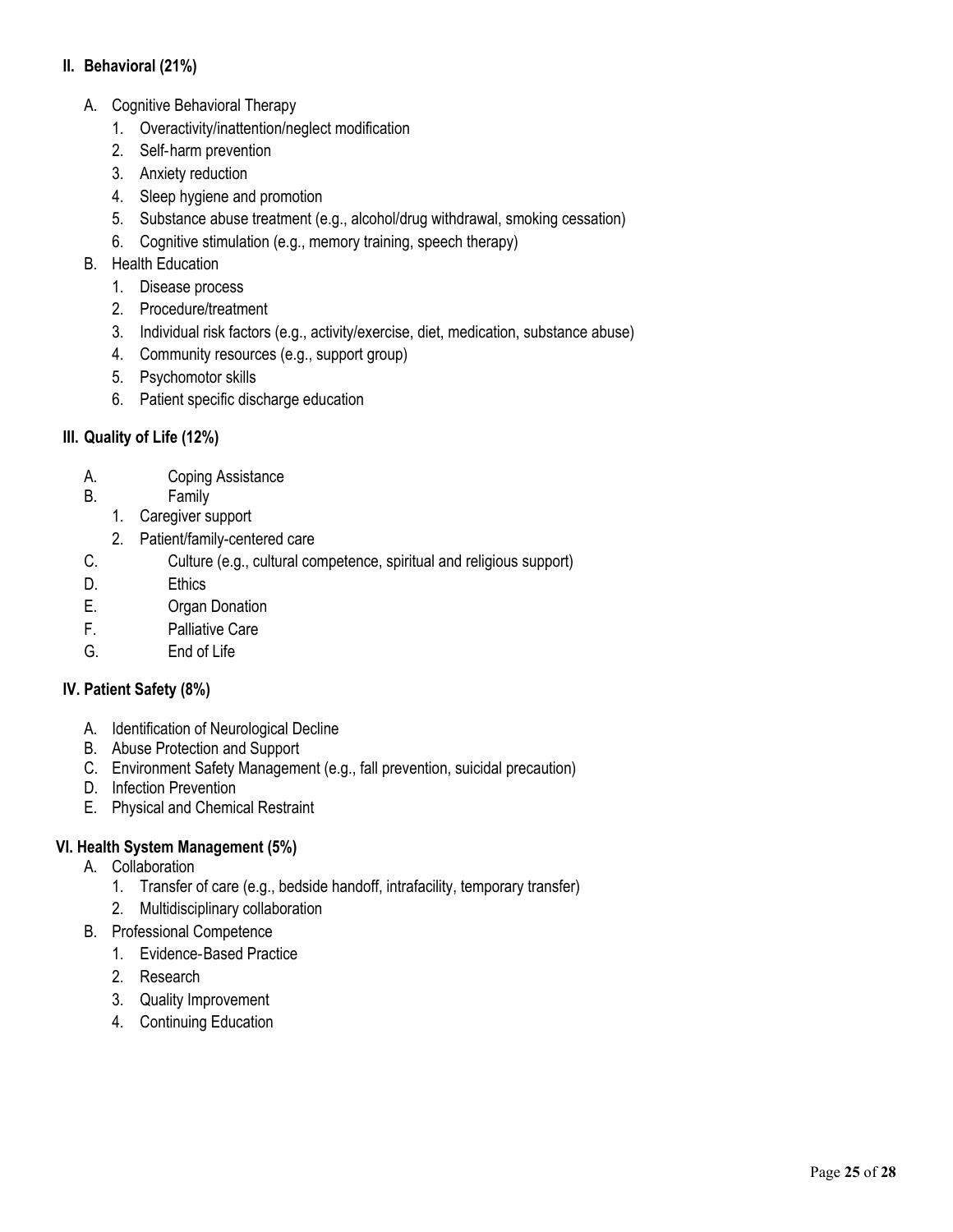## II. Behavioral (21%)

A. Cognitive Behavioral Therapy
   1. Overactivity/inattention/neglect modification
   2. Self-harm prevention
   3. Anxiety reduction
   4. Sleep hygiene and promotion
   5. Substance abuse treatment (e.g., alcohol/drug withdrawal, smoking cessation)
   6. Cognitive stimulation (e.g., memory training, speech therapy)

B. Health Education
   1. Disease process
   2. Procedure/treatment
   3. Individual risk factors (e.g., activity/exercise, diet, medication, substance abuse)
   4. Community resources (e.g., support group)
   5. Psychomotor skills
   6. Patient specific discharge education

## III. Quality of Life (12%)

A. Coping Assistance

B. Family
   1. Caregiver support
   2. Patient/family-centered care

C. Culture (e.g., cultural competence, spiritual and religious support)

D. Ethics

E. Organ Donation

F. Palliative Care

G. End of Life

## IV. Patient Safety (8%)

A. Identification of Neurological Decline

B. Abuse Protection and Support

C. Environment Safety Management (e.g., fall prevention, suicidal precaution)

D. Infection Prevention

E. Physical and Chemical Restraint

## VI. Health System Management (5%)

A. Collaboration
   1. Transfer of care (e.g., bedside handoff, intrafacility, temporary transfer)
   2. Multidisciplinary collaboration

B. Professional Competence
   1. Evidence-Based Practice
   2. Research
   3. Quality Improvement
   4. Continuing Education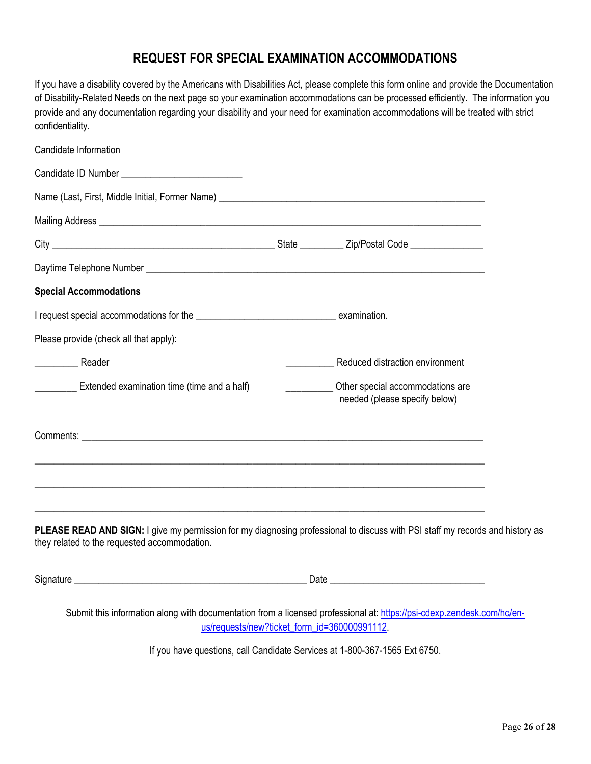# REQUEST FOR SPECIAL EXAMINATION ACCOMMODATIONS

If you have a disability covered by the Americans with Disabilities Act, please complete this form online and provide the Documentation of Disability-Related Needs on the next page so your examination accommodations can be processed efficiently. The information you provide and any documentation regarding your disability and your need for examination accommodations will be treated with strict confidentiality.

Candidate Information

Candidate ID Number ________________________

Name (Last, First, Middle Initial, Former Name) ______________________________________________________

Mailing Address ____________________________________________________________________________

City ____________________________________________ State _________ Zip/Postal Code _______________

Daytime Telephone Number ___________________________________________________________________

**Special Accommodations**

I request special accommodations for the ____________________________ examination.

Please provide (check all that apply):

_________ Reader

_________ Reduced distraction environment

_________ Extended examination time (time and a half)

_________ Other special accommodations are needed (please specify below)

Comments: ________________________________________________________________________________

______________________________________________________________________________________

______________________________________________________________________________________

______________________________________________________________________________________

**PLEASE READ AND SIGN:** I give my permission for my diagnosing professional to discuss with PSI staff my records and history as they related to the requested accommodation.

Signature ______________________________________________ Date ________________________________

Submit this information along with documentation from a licensed professional at: https://psi-cdexp.zendesk.com/hc/en-us/requests/new?ticket_form_id=360000991112.

If you have questions, call Candidate Services at 1-800-367-1565 Ext 6750.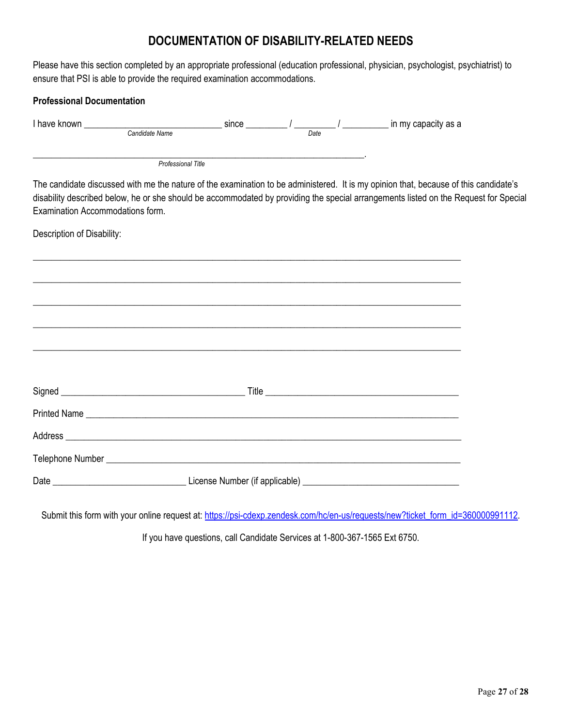# DOCUMENTATION OF DISABILITY-RELATED NEEDS

Please have this section completed by an appropriate professional (education professional, physician, psychologist, psychiatrist) to ensure that PSI is able to provide the required examination accommodations.

**Professional Documentation**

I have known ______________________________ since _________ / _________ / __________ in my capacity as a
*Candidate Name* *Date*

________________________________________________________________________.
*Professional Title*

The candidate discussed with me the nature of the examination to be administered. It is my opinion that, because of this candidate's disability described below, he or she should be accommodated by providing the special arrangements listed on the Request for Special Examination Accommodations form.

Description of Disability:

______________________________________________________________________________________________

______________________________________________________________________________________________

______________________________________________________________________________________________

______________________________________________________________________________________________

______________________________________________________________________________________________

Signed ________________________________________ Title __________________________________________

Printed Name ____________________________________________________________________________

Address ________________________________________________________________________________

Telephone Number ________________________________________________________________________

Date ____________________________ License Number (if applicable) _________________________________

Submit this form with your online request at: https://psi-cdexp.zendesk.com/hc/en-us/requests/new?ticket_form_id=360000991112.

If you have questions, call Candidate Services at 1-800-367-1565 Ext 6750.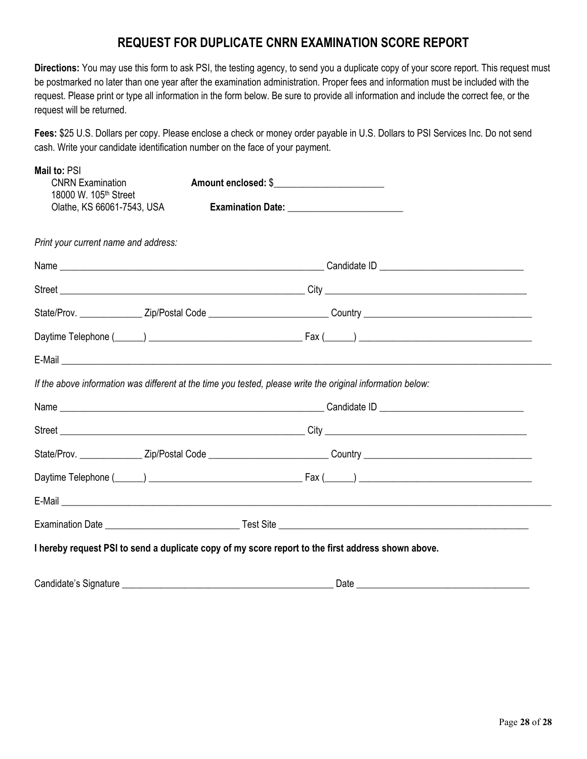# REQUEST FOR DUPLICATE CNRN EXAMINATION SCORE REPORT

**Directions:** You may use this form to ask PSI, the testing agency, to send you a duplicate copy of your score report. This request must be postmarked no later than one year after the examination administration. Proper fees and information must be included with the request. Please print or type all information in the form below. Be sure to provide all information and include the correct fee, or the request will be returned.

**Fees:** $25 U.S. Dollars per copy. Please enclose a check or money order payable in U.S. Dollars to PSI Services Inc. Do not send cash. Write your candidate identification number on the face of your payment.

**Mail to:** PSI
CNRN Examination
18000 W. 105th Street
Olathe, KS 66061-7543, USA

**Amount enclosed:** $_______________________

**Examination Date:** ________________________

*Print your current name and address:*

Name ___________________________________________________________ Candidate ID ______________________________

Street ____________________________________________________ City ___________________________________________

State/Prov. _____________ Zip/Postal Code ________________________ Country __________________________________

Daytime Telephone (______) _______________________________ Fax (______) ___________________________________

E-Mail ______________________________________________________________________________________________

*If the above information was different at the time you tested, please write the original information below:*

Name ___________________________________________________________ Candidate ID ______________________________

Street ____________________________________________________ City ___________________________________________

State/Prov. _____________ Zip/Postal Code ________________________ Country __________________________________

Daytime Telephone (______) _______________________________ Fax (______) ___________________________________

E-Mail ______________________________________________________________________________________________

Examination Date ___________________________ Test Site ____________________________________________________

**I hereby request PSI to send a duplicate copy of my score report to the first address shown above.**

Candidate's Signature ____________________________________________ Date ____________________________________